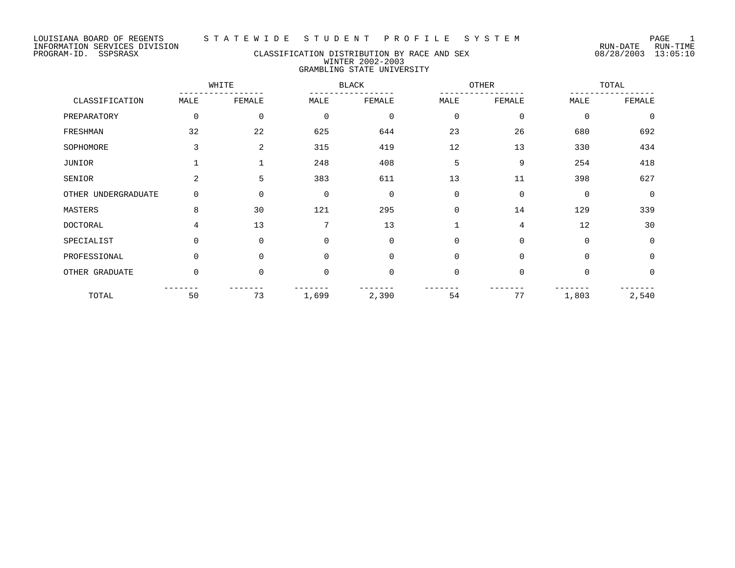LOUISIANA BOARD OF REGENTS
INFORMATION SERVICES DIVISION
PROGRAM-ID. SSPSRASX

# STATEWIDE STUDENT PROFILE SYSTEM

## CLASSIFICATION DISTRIBUTION BY RACE AND SEX
### WINTER 2002-2003
### GRAMBLING STATE UNIVERSITY

RUN-DATE 08/28/2003 RUN-TIME 13:05:10

| | WHITE | | BLACK | | OTHER | | TOTAL | |
|---|---|---|---|---|---|---|---|---|
| CLASSIFICATION | MALE | FEMALE | MALE | FEMALE | MALE | FEMALE | MALE | FEMALE |
| PREPARATORY | 0 | 0 | 0 | 0 | 0 | 0 | 0 | 0 |
| FRESHMAN | 32 | 22 | 625 | 644 | 23 | 26 | 680 | 692 |
| SOPHOMORE | 3 | 2 | 315 | 419 | 12 | 13 | 330 | 434 |
| JUNIOR | 1 | 1 | 248 | 408 | 5 | 9 | 254 | 418 |
| SENIOR | 2 | 5 | 383 | 611 | 13 | 11 | 398 | 627 |
| OTHER UNDERGRADUATE | 0 | 0 | 0 | 0 | 0 | 0 | 0 | 0 |
| MASTERS | 8 | 30 | 121 | 295 | 0 | 14 | 129 | 339 |
| DOCTORAL | 4 | 13 | 7 | 13 | 1 | 4 | 12 | 30 |
| SPECIALIST | 0 | 0 | 0 | 0 | 0 | 0 | 0 | 0 |
| PROFESSIONAL | 0 | 0 | 0 | 0 | 0 | 0 | 0 | 0 |
| OTHER GRADUATE | 0 | 0 | 0 | 0 | 0 | 0 | 0 | 0 |
| TOTAL | 50 | 73 | 1,699 | 2,390 | 54 | 77 | 1,803 | 2,540 |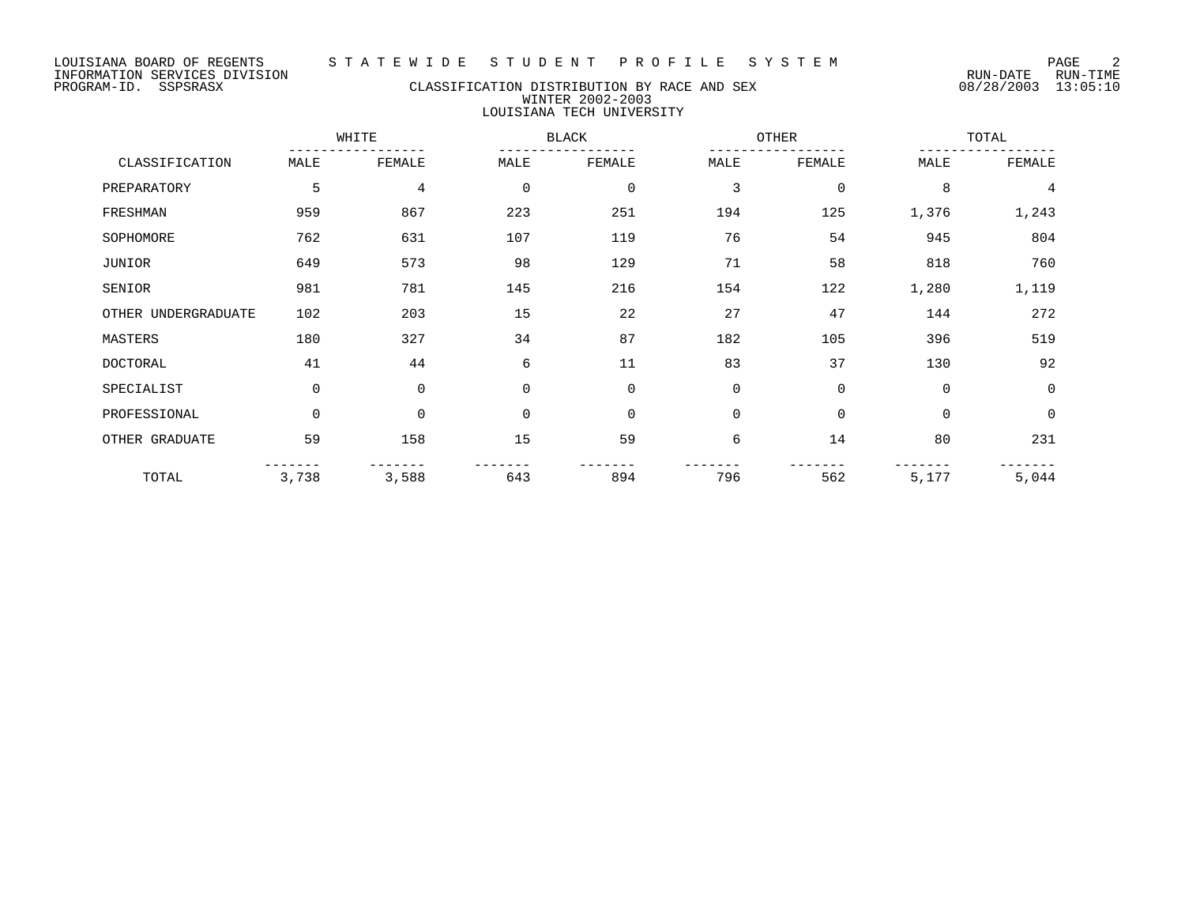LOUISIANA BOARD OF REGENTS — STATEWIDE STUDENT PROFILE SYSTEM
INFORMATION SERVICES DIVISION
PROGRAM-ID. SSPSRASX

RUN-DATE 08/28/2003 RUN-TIME 13:05:10

# CLASSIFICATION DISTRIBUTION BY RACE AND SEX
## WINTER 2002-2003
## LOUISIANA TECH UNIVERSITY

| CLASSIFICATION | WHITE | | BLACK | | OTHER | | TOTAL | |
|---|---|---|---|---|---|---|---|---|
| | MALE | FEMALE | MALE | FEMALE | MALE | FEMALE | MALE | FEMALE |
| PREPARATORY | 5 | 4 | 0 | 0 | 3 | 0 | 8 | 4 |
| FRESHMAN | 959 | 867 | 223 | 251 | 194 | 125 | 1,376 | 1,243 |
| SOPHOMORE | 762 | 631 | 107 | 119 | 76 | 54 | 945 | 804 |
| JUNIOR | 649 | 573 | 98 | 129 | 71 | 58 | 818 | 760 |
| SENIOR | 981 | 781 | 145 | 216 | 154 | 122 | 1,280 | 1,119 |
| OTHER UNDERGRADUATE | 102 | 203 | 15 | 22 | 27 | 47 | 144 | 272 |
| MASTERS | 180 | 327 | 34 | 87 | 182 | 105 | 396 | 519 |
| DOCTORAL | 41 | 44 | 6 | 11 | 83 | 37 | 130 | 92 |
| SPECIALIST | 0 | 0 | 0 | 0 | 0 | 0 | 0 | 0 |
| PROFESSIONAL | 0 | 0 | 0 | 0 | 0 | 0 | 0 | 0 |
| OTHER GRADUATE | 59 | 158 | 15 | 59 | 6 | 14 | 80 | 231 |
| TOTAL | 3,738 | 3,588 | 643 | 894 | 796 | 562 | 5,177 | 5,044 |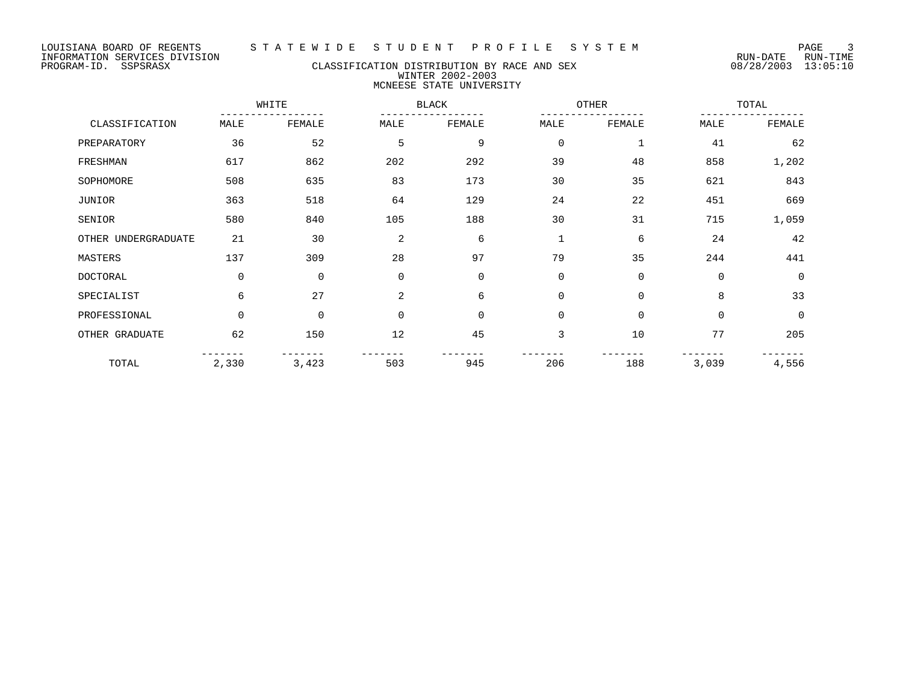LOUISIANA BOARD OF REGENTS
INFORMATION SERVICES DIVISION
PROGRAM-ID. SSPSRASX

# STATEWIDE STUDENT PROFILE SYSTEM

## CLASSIFICATION DISTRIBUTION BY RACE AND SEX
### WINTER 2002-2003
### MCNEESE STATE UNIVERSITY

RUN-DATE 08/28/2003 RUN-TIME 13:05:10

| CLASSIFICATION | WHITE | | BLACK | | OTHER | | TOTAL | |
|---|---|---|---|---|---|---|---|---|
| | MALE | FEMALE | MALE | FEMALE | MALE | FEMALE | MALE | FEMALE |
| PREPARATORY | 36 | 52 | 5 | 9 | 0 | 1 | 41 | 62 |
| FRESHMAN | 617 | 862 | 202 | 292 | 39 | 48 | 858 | 1,202 |
| SOPHOMORE | 508 | 635 | 83 | 173 | 30 | 35 | 621 | 843 |
| JUNIOR | 363 | 518 | 64 | 129 | 24 | 22 | 451 | 669 |
| SENIOR | 580 | 840 | 105 | 188 | 30 | 31 | 715 | 1,059 |
| OTHER UNDERGRADUATE | 21 | 30 | 2 | 6 | 1 | 6 | 24 | 42 |
| MASTERS | 137 | 309 | 28 | 97 | 79 | 35 | 244 | 441 |
| DOCTORAL | 0 | 0 | 0 | 0 | 0 | 0 | 0 | 0 |
| SPECIALIST | 6 | 27 | 2 | 6 | 0 | 0 | 8 | 33 |
| PROFESSIONAL | 0 | 0 | 0 | 0 | 0 | 0 | 0 | 0 |
| OTHER GRADUATE | 62 | 150 | 12 | 45 | 3 | 10 | 77 | 205 |
| TOTAL | 2,330 | 3,423 | 503 | 945 | 206 | 188 | 3,039 | 4,556 |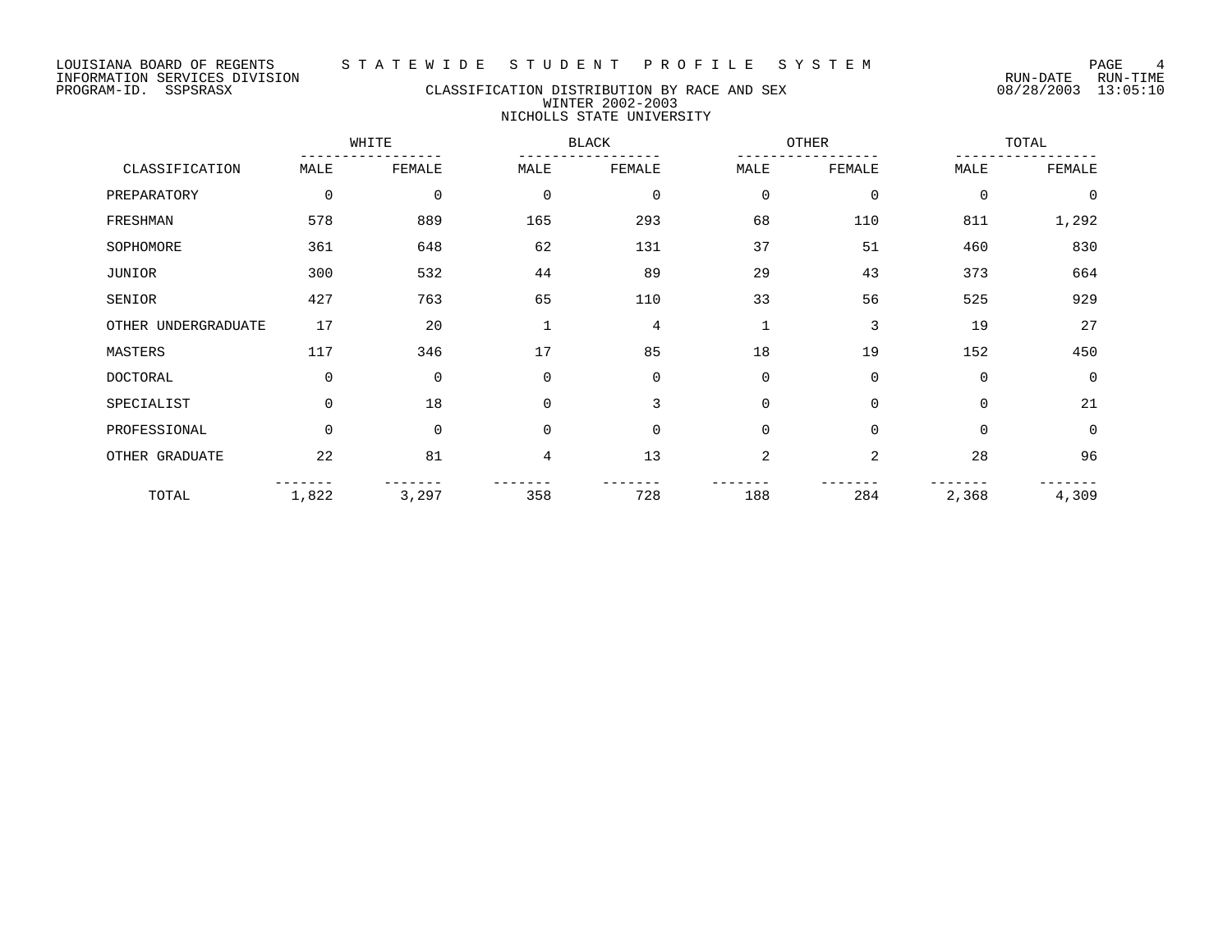LOUISIANA BOARD OF REGENTS — STATEWIDE STUDENT PROFILE SYSTEM

INFORMATION SERVICES DIVISION — RUN-DATE 08/28/2003 RUN-TIME 13:05:10

PROGRAM-ID. SSPSRASX

## CLASSIFICATION DISTRIBUTION BY RACE AND SEX
### WINTER 2002-2003
### NICHOLLS STATE UNIVERSITY

| | WHITE | | BLACK | | OTHER | | TOTAL | |
|---|---|---|---|---|---|---|---|---|
| CLASSIFICATION | MALE | FEMALE | MALE | FEMALE | MALE | FEMALE | MALE | FEMALE |
| PREPARATORY | 0 | 0 | 0 | 0 | 0 | 0 | 0 | 0 |
| FRESHMAN | 578 | 889 | 165 | 293 | 68 | 110 | 811 | 1,292 |
| SOPHOMORE | 361 | 648 | 62 | 131 | 37 | 51 | 460 | 830 |
| JUNIOR | 300 | 532 | 44 | 89 | 29 | 43 | 373 | 664 |
| SENIOR | 427 | 763 | 65 | 110 | 33 | 56 | 525 | 929 |
| OTHER UNDERGRADUATE | 17 | 20 | 1 | 4 | 1 | 3 | 19 | 27 |
| MASTERS | 117 | 346 | 17 | 85 | 18 | 19 | 152 | 450 |
| DOCTORAL | 0 | 0 | 0 | 0 | 0 | 0 | 0 | 0 |
| SPECIALIST | 0 | 18 | 0 | 3 | 0 | 0 | 0 | 21 |
| PROFESSIONAL | 0 | 0 | 0 | 0 | 0 | 0 | 0 | 0 |
| OTHER GRADUATE | 22 | 81 | 4 | 13 | 2 | 2 | 28 | 96 |
| TOTAL | 1,822 | 3,297 | 358 | 728 | 188 | 284 | 2,368 | 4,309 |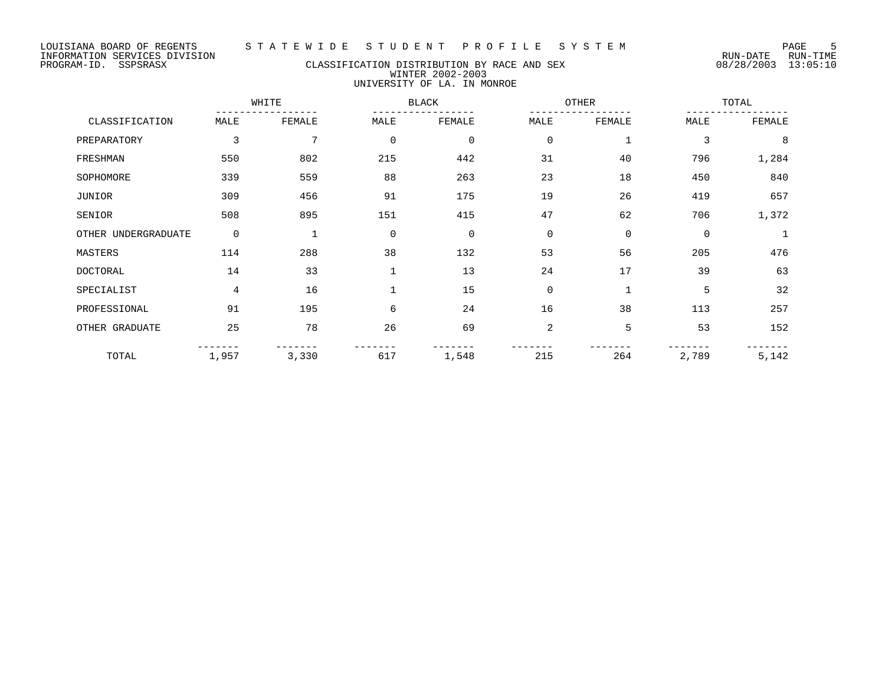LOUISIANA BOARD OF REGENTS — STATEWIDE STUDENT PROFILE SYSTEM
INFORMATION SERVICES DIVISION
PROGRAM-ID. SSPSRASX

RUN-DATE 08/28/2003 RUN-TIME 13:05:10

## CLASSIFICATION DISTRIBUTION BY RACE AND SEX
### WINTER 2002-2003
### UNIVERSITY OF LA. IN MONROE

| CLASSIFICATION | WHITE | | BLACK | | OTHER | | TOTAL | |
|---|---|---|---|---|---|---|---|---|
| | MALE | FEMALE | MALE | FEMALE | MALE | FEMALE | MALE | FEMALE |
| PREPARATORY | 3 | 7 | 0 | 0 | 0 | 1 | 3 | 8 |
| FRESHMAN | 550 | 802 | 215 | 442 | 31 | 40 | 796 | 1,284 |
| SOPHOMORE | 339 | 559 | 88 | 263 | 23 | 18 | 450 | 840 |
| JUNIOR | 309 | 456 | 91 | 175 | 19 | 26 | 419 | 657 |
| SENIOR | 508 | 895 | 151 | 415 | 47 | 62 | 706 | 1,372 |
| OTHER UNDERGRADUATE | 0 | 1 | 0 | 0 | 0 | 0 | 0 | 1 |
| MASTERS | 114 | 288 | 38 | 132 | 53 | 56 | 205 | 476 |
| DOCTORAL | 14 | 33 | 1 | 13 | 24 | 17 | 39 | 63 |
| SPECIALIST | 4 | 16 | 1 | 15 | 0 | 1 | 5 | 32 |
| PROFESSIONAL | 91 | 195 | 6 | 24 | 16 | 38 | 113 | 257 |
| OTHER GRADUATE | 25 | 78 | 26 | 69 | 2 | 5 | 53 | 152 |
| TOTAL | 1,957 | 3,330 | 617 | 1,548 | 215 | 264 | 2,789 | 5,142 |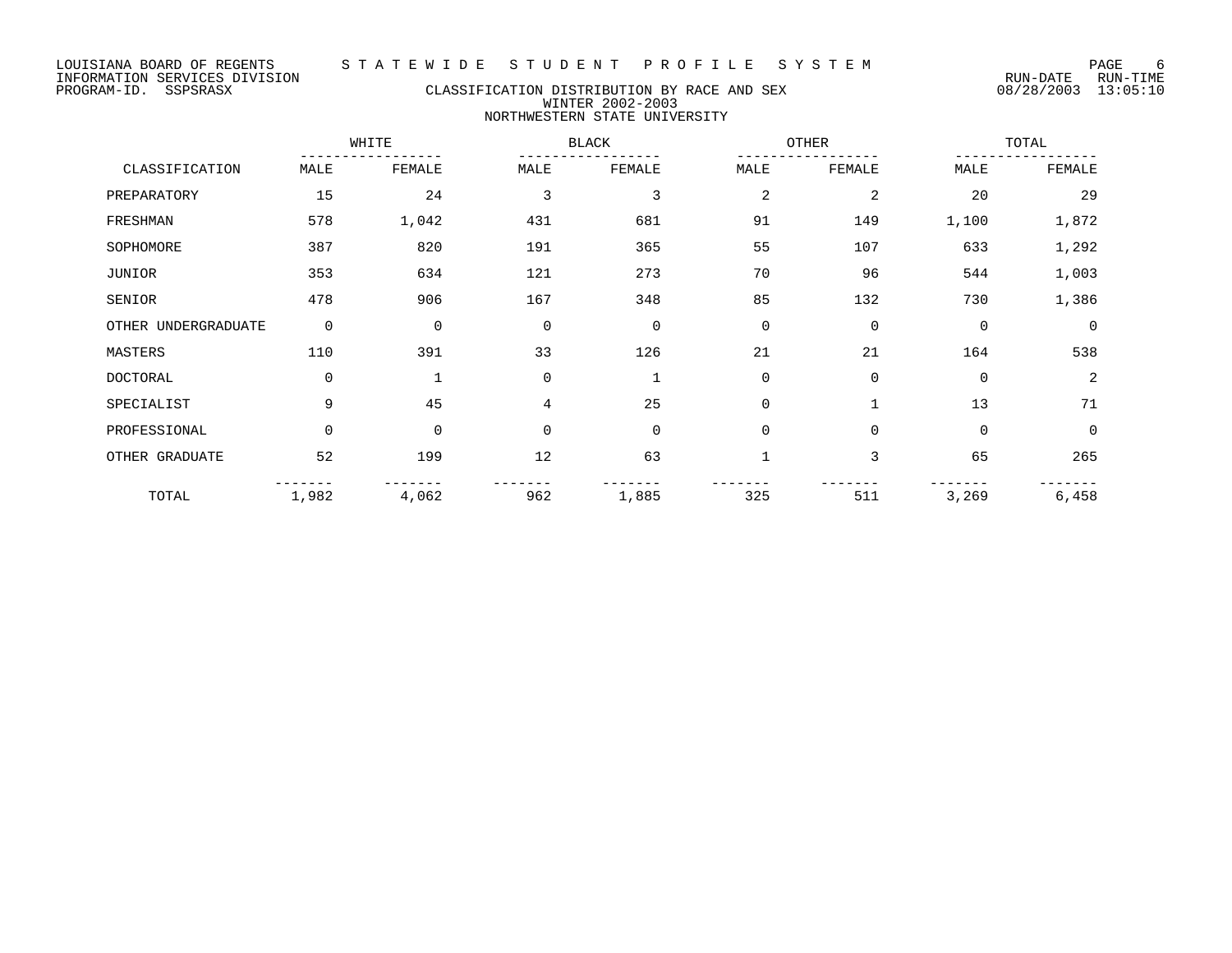LOUISIANA BOARD OF REGENTS — STATEWIDE STUDENT PROFILE SYSTEM
INFORMATION SERVICES DIVISION — RUN-DATE 08/28/2003 RUN-TIME 13:05:10
PROGRAM-ID. SSPSRASX

# CLASSIFICATION DISTRIBUTION BY RACE AND SEX
## WINTER 2002-2003
## NORTHWESTERN STATE UNIVERSITY

| | WHITE | | BLACK | | OTHER | | TOTAL | |
|---|---|---|---|---|---|---|---|---|
| CLASSIFICATION | MALE | FEMALE | MALE | FEMALE | MALE | FEMALE | MALE | FEMALE |
| PREPARATORY | 15 | 24 | 3 | 3 | 2 | 2 | 20 | 29 |
| FRESHMAN | 578 | 1,042 | 431 | 681 | 91 | 149 | 1,100 | 1,872 |
| SOPHOMORE | 387 | 820 | 191 | 365 | 55 | 107 | 633 | 1,292 |
| JUNIOR | 353 | 634 | 121 | 273 | 70 | 96 | 544 | 1,003 |
| SENIOR | 478 | 906 | 167 | 348 | 85 | 132 | 730 | 1,386 |
| OTHER UNDERGRADUATE | 0 | 0 | 0 | 0 | 0 | 0 | 0 | 0 |
| MASTERS | 110 | 391 | 33 | 126 | 21 | 21 | 164 | 538 |
| DOCTORAL | 0 | 1 | 0 | 1 | 0 | 0 | 0 | 2 |
| SPECIALIST | 9 | 45 | 4 | 25 | 0 | 1 | 13 | 71 |
| PROFESSIONAL | 0 | 0 | 0 | 0 | 0 | 0 | 0 | 0 |
| OTHER GRADUATE | 52 | 199 | 12 | 63 | 1 | 3 | 65 | 265 |
| TOTAL | 1,982 | 4,062 | 962 | 1,885 | 325 | 511 | 3,269 | 6,458 |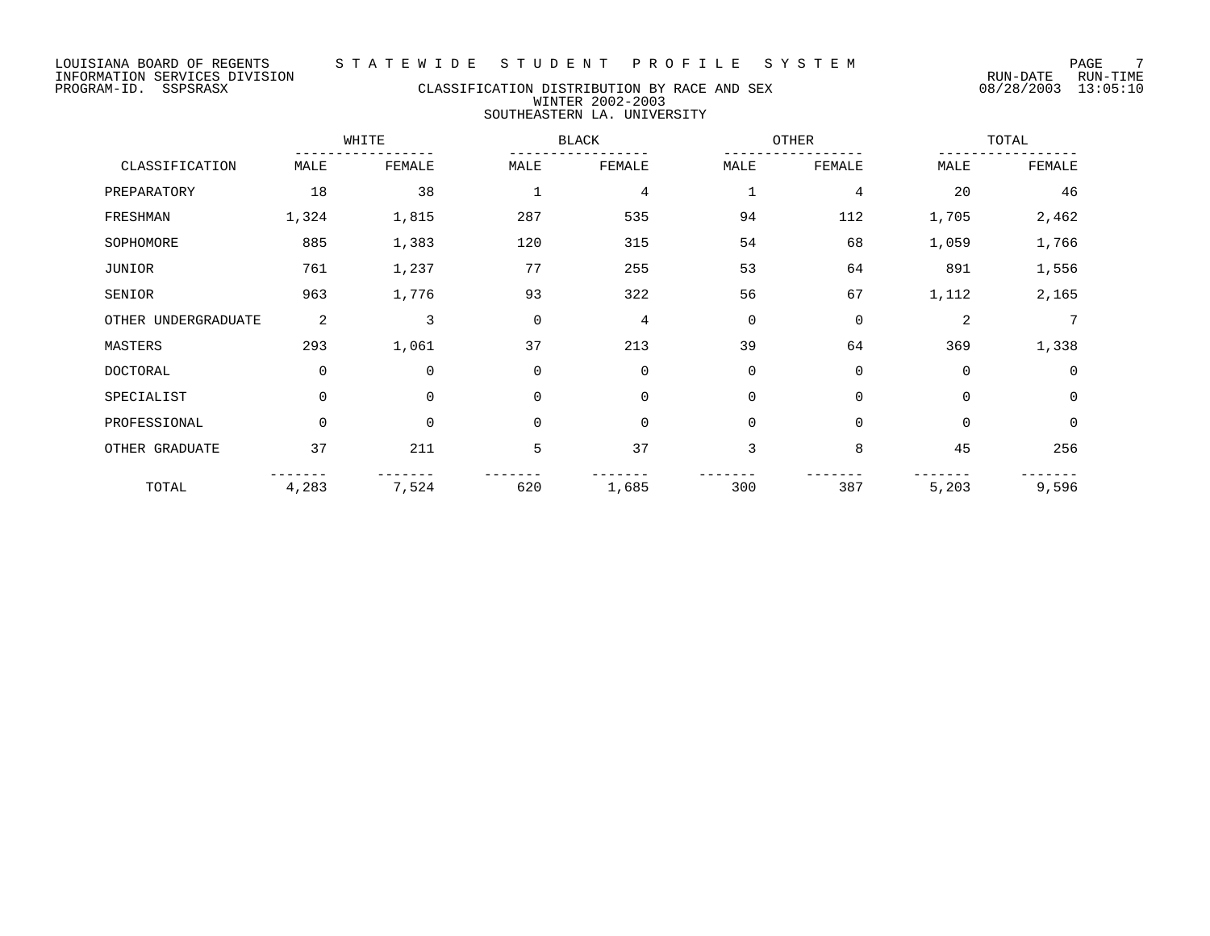LOUISIANA BOARD OF REGENTS — STATEWIDE STUDENT PROFILE SYSTEM

INFORMATION SERVICES DIVISION

PROGRAM-ID. SSPSRASX

RUN-DATE 08/28/2003 RUN-TIME 13:05:10

## CLASSIFICATION DISTRIBUTION BY RACE AND SEX
### WINTER 2002-2003
### SOUTHEASTERN LA. UNIVERSITY

| CLASSIFICATION | WHITE | | BLACK | | OTHER | | TOTAL | |
|---|---|---|---|---|---|---|---|---|
| | MALE | FEMALE | MALE | FEMALE | MALE | FEMALE | MALE | FEMALE |
| PREPARATORY | 18 | 38 | 1 | 4 | 1 | 4 | 20 | 46 |
| FRESHMAN | 1,324 | 1,815 | 287 | 535 | 94 | 112 | 1,705 | 2,462 |
| SOPHOMORE | 885 | 1,383 | 120 | 315 | 54 | 68 | 1,059 | 1,766 |
| JUNIOR | 761 | 1,237 | 77 | 255 | 53 | 64 | 891 | 1,556 |
| SENIOR | 963 | 1,776 | 93 | 322 | 56 | 67 | 1,112 | 2,165 |
| OTHER UNDERGRADUATE | 2 | 3 | 0 | 4 | 0 | 0 | 2 | 7 |
| MASTERS | 293 | 1,061 | 37 | 213 | 39 | 64 | 369 | 1,338 |
| DOCTORAL | 0 | 0 | 0 | 0 | 0 | 0 | 0 | 0 |
| SPECIALIST | 0 | 0 | 0 | 0 | 0 | 0 | 0 | 0 |
| PROFESSIONAL | 0 | 0 | 0 | 0 | 0 | 0 | 0 | 0 |
| OTHER GRADUATE | 37 | 211 | 5 | 37 | 3 | 8 | 45 | 256 |
| TOTAL | 4,283 | 7,524 | 620 | 1,685 | 300 | 387 | 5,203 | 9,596 |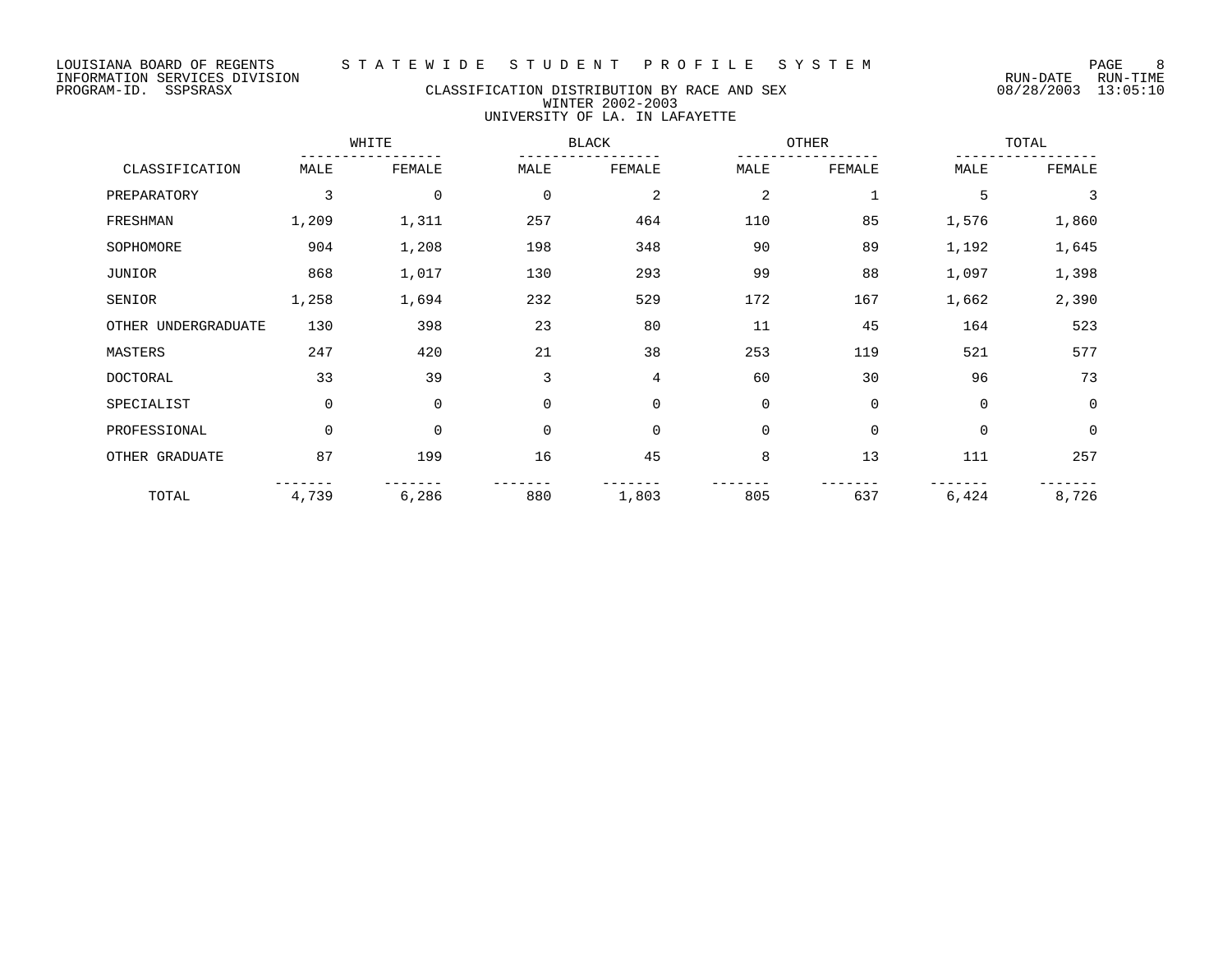LOUISIANA BOARD OF REGENTS — STATEWIDE STUDENT PROFILE SYSTEM
INFORMATION SERVICES DIVISION
PROGRAM-ID. SSPSRASX

RUN-DATE 08/28/2003 RUN-TIME 13:05:10

## CLASSIFICATION DISTRIBUTION BY RACE AND SEX
### WINTER 2002-2003
### UNIVERSITY OF LA. IN LAFAYETTE

| | WHITE | | BLACK | | OTHER | | TOTAL | |
|---|---|---|---|---|---|---|---|---|
| CLASSIFICATION | MALE | FEMALE | MALE | FEMALE | MALE | FEMALE | MALE | FEMALE |
| PREPARATORY | 3 | 0 | 0 | 2 | 2 | 1 | 5 | 3 |
| FRESHMAN | 1,209 | 1,311 | 257 | 464 | 110 | 85 | 1,576 | 1,860 |
| SOPHOMORE | 904 | 1,208 | 198 | 348 | 90 | 89 | 1,192 | 1,645 |
| JUNIOR | 868 | 1,017 | 130 | 293 | 99 | 88 | 1,097 | 1,398 |
| SENIOR | 1,258 | 1,694 | 232 | 529 | 172 | 167 | 1,662 | 2,390 |
| OTHER UNDERGRADUATE | 130 | 398 | 23 | 80 | 11 | 45 | 164 | 523 |
| MASTERS | 247 | 420 | 21 | 38 | 253 | 119 | 521 | 577 |
| DOCTORAL | 33 | 39 | 3 | 4 | 60 | 30 | 96 | 73 |
| SPECIALIST | 0 | 0 | 0 | 0 | 0 | 0 | 0 | 0 |
| PROFESSIONAL | 0 | 0 | 0 | 0 | 0 | 0 | 0 | 0 |
| OTHER GRADUATE | 87 | 199 | 16 | 45 | 8 | 13 | 111 | 257 |
| TOTAL | 4,739 | 6,286 | 880 | 1,803 | 805 | 637 | 6,424 | 8,726 |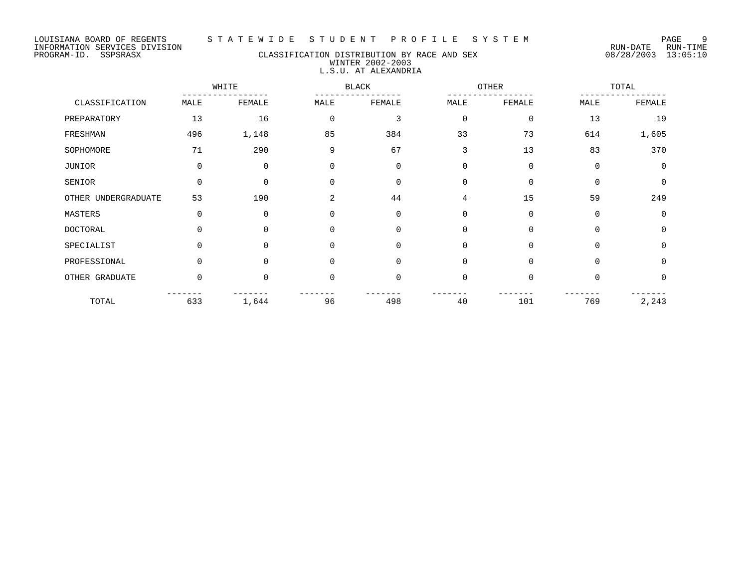LOUISIANA BOARD OF REGENTS — STATEWIDE STUDENT PROFILE SYSTEM
INFORMATION SERVICES DIVISION — RUN-DATE 08/28/2003 RUN-TIME 13:05:10
PROGRAM-ID. SSPSRASX

# CLASSIFICATION DISTRIBUTION BY RACE AND SEX
## WINTER 2002-2003
## L.S.U. AT ALEXANDRIA

| CLASSIFICATION | WHITE | | BLACK | | OTHER | | TOTAL | |
|---|---|---|---|---|---|---|---|---|
| | MALE | FEMALE | MALE | FEMALE | MALE | FEMALE | MALE | FEMALE |
| PREPARATORY | 13 | 16 | 0 | 3 | 0 | 0 | 13 | 19 |
| FRESHMAN | 496 | 1,148 | 85 | 384 | 33 | 73 | 614 | 1,605 |
| SOPHOMORE | 71 | 290 | 9 | 67 | 3 | 13 | 83 | 370 |
| JUNIOR | 0 | 0 | 0 | 0 | 0 | 0 | 0 | 0 |
| SENIOR | 0 | 0 | 0 | 0 | 0 | 0 | 0 | 0 |
| OTHER UNDERGRADUATE | 53 | 190 | 2 | 44 | 4 | 15 | 59 | 249 |
| MASTERS | 0 | 0 | 0 | 0 | 0 | 0 | 0 | 0 |
| DOCTORAL | 0 | 0 | 0 | 0 | 0 | 0 | 0 | 0 |
| SPECIALIST | 0 | 0 | 0 | 0 | 0 | 0 | 0 | 0 |
| PROFESSIONAL | 0 | 0 | 0 | 0 | 0 | 0 | 0 | 0 |
| OTHER GRADUATE | 0 | 0 | 0 | 0 | 0 | 0 | 0 | 0 |
| TOTAL | 633 | 1,644 | 96 | 498 | 40 | 101 | 769 | 2,243 |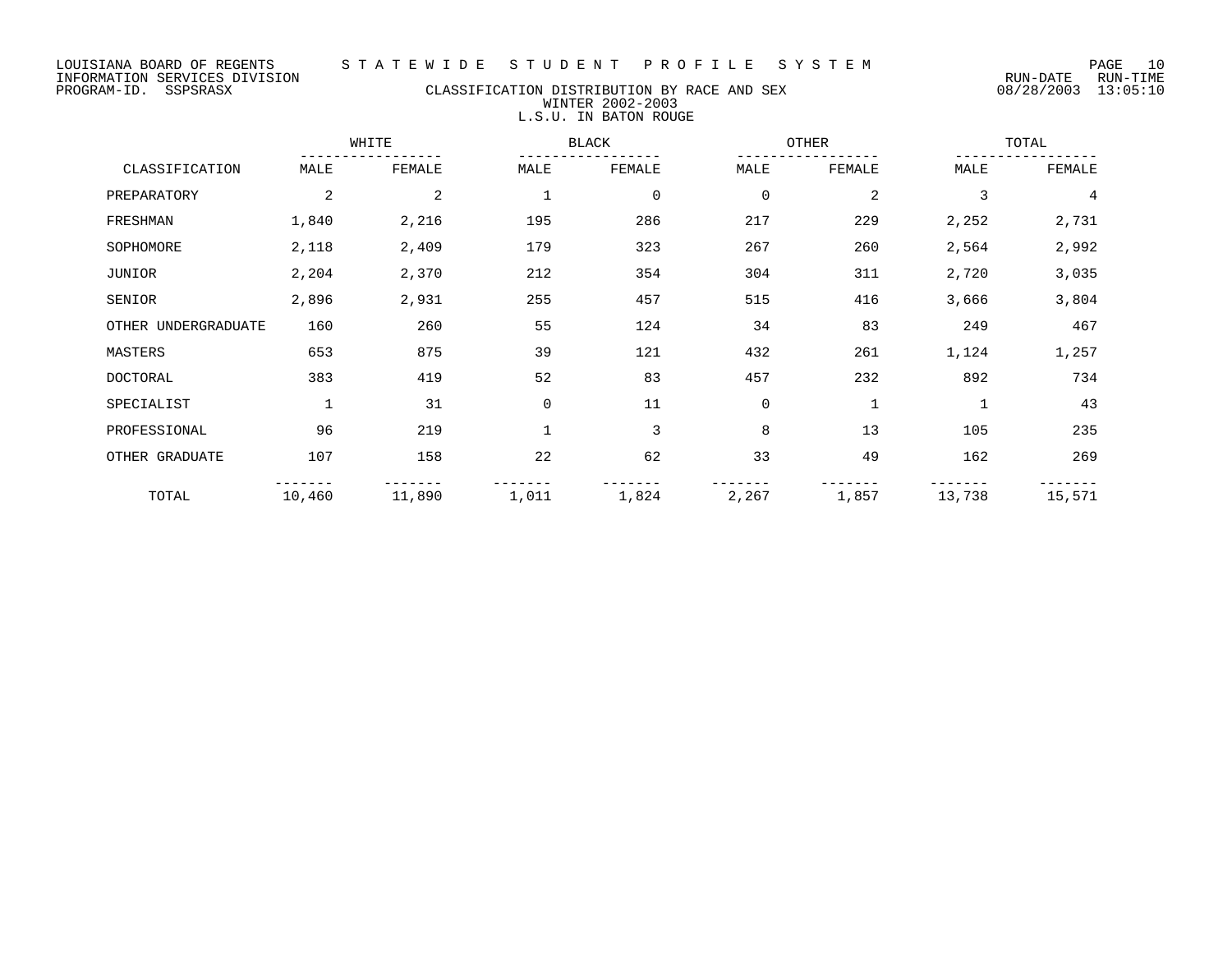LOUISIANA BOARD OF REGENTS
INFORMATION SERVICES DIVISION
PROGRAM-ID. SSPSRASX

# STATEWIDE STUDENT PROFILE SYSTEM

RUN-DATE 08/28/2003 RUN-TIME 13:05:10

## CLASSIFICATION DISTRIBUTION BY RACE AND SEX
### WINTER 2002-2003
### L.S.U. IN BATON ROUGE

| | WHITE | | BLACK | | OTHER | | TOTAL | |
|---|---|---|---|---|---|---|---|---|
| CLASSIFICATION | MALE | FEMALE | MALE | FEMALE | MALE | FEMALE | MALE | FEMALE |
| PREPARATORY | 2 | 2 | 1 | 0 | 0 | 2 | 3 | 4 |
| FRESHMAN | 1,840 | 2,216 | 195 | 286 | 217 | 229 | 2,252 | 2,731 |
| SOPHOMORE | 2,118 | 2,409 | 179 | 323 | 267 | 260 | 2,564 | 2,992 |
| JUNIOR | 2,204 | 2,370 | 212 | 354 | 304 | 311 | 2,720 | 3,035 |
| SENIOR | 2,896 | 2,931 | 255 | 457 | 515 | 416 | 3,666 | 3,804 |
| OTHER UNDERGRADUATE | 160 | 260 | 55 | 124 | 34 | 83 | 249 | 467 |
| MASTERS | 653 | 875 | 39 | 121 | 432 | 261 | 1,124 | 1,257 |
| DOCTORAL | 383 | 419 | 52 | 83 | 457 | 232 | 892 | 734 |
| SPECIALIST | 1 | 31 | 0 | 11 | 0 | 1 | 1 | 43 |
| PROFESSIONAL | 96 | 219 | 1 | 3 | 8 | 13 | 105 | 235 |
| OTHER GRADUATE | 107 | 158 | 22 | 62 | 33 | 49 | 162 | 269 |
| TOTAL | 10,460 | 11,890 | 1,011 | 1,824 | 2,267 | 1,857 | 13,738 | 15,571 |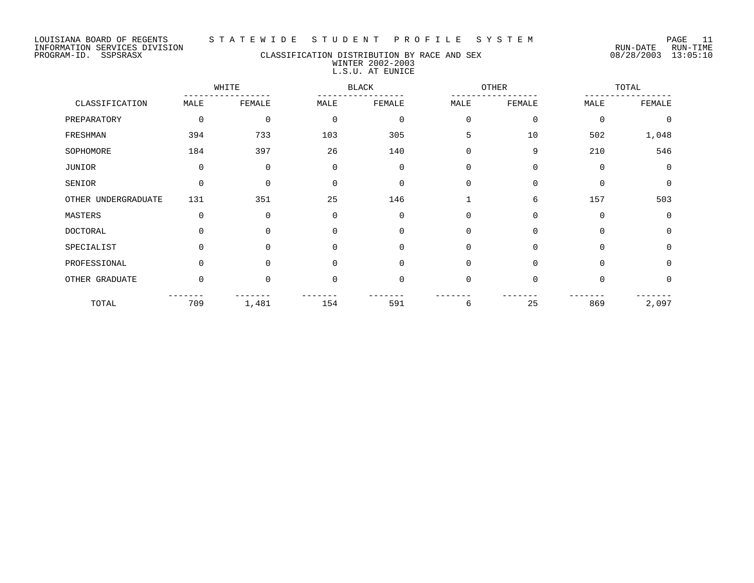LOUISIANA BOARD OF REGENTS — STATEWIDE STUDENT PROFILE SYSTEM
INFORMATION SERVICES DIVISION
PROGRAM-ID. SSPSRASX

RUN-DATE 08/28/2003 RUN-TIME 13:05:10

## CLASSIFICATION DISTRIBUTION BY RACE AND SEX
### WINTER 2002-2003
### L.S.U. AT EUNICE

| CLASSIFICATION | WHITE | | BLACK | | OTHER | | TOTAL | |
|---|---|---|---|---|---|---|---|---|
| | MALE | FEMALE | MALE | FEMALE | MALE | FEMALE | MALE | FEMALE |
| PREPARATORY | 0 | 0 | 0 | 0 | 0 | 0 | 0 | 0 |
| FRESHMAN | 394 | 733 | 103 | 305 | 5 | 10 | 502 | 1,048 |
| SOPHOMORE | 184 | 397 | 26 | 140 | 0 | 9 | 210 | 546 |
| JUNIOR | 0 | 0 | 0 | 0 | 0 | 0 | 0 | 0 |
| SENIOR | 0 | 0 | 0 | 0 | 0 | 0 | 0 | 0 |
| OTHER UNDERGRADUATE | 131 | 351 | 25 | 146 | 1 | 6 | 157 | 503 |
| MASTERS | 0 | 0 | 0 | 0 | 0 | 0 | 0 | 0 |
| DOCTORAL | 0 | 0 | 0 | 0 | 0 | 0 | 0 | 0 |
| SPECIALIST | 0 | 0 | 0 | 0 | 0 | 0 | 0 | 0 |
| PROFESSIONAL | 0 | 0 | 0 | 0 | 0 | 0 | 0 | 0 |
| OTHER GRADUATE | 0 | 0 | 0 | 0 | 0 | 0 | 0 | 0 |
| TOTAL | 709 | 1,481 | 154 | 591 | 6 | 25 | 869 | 2,097 |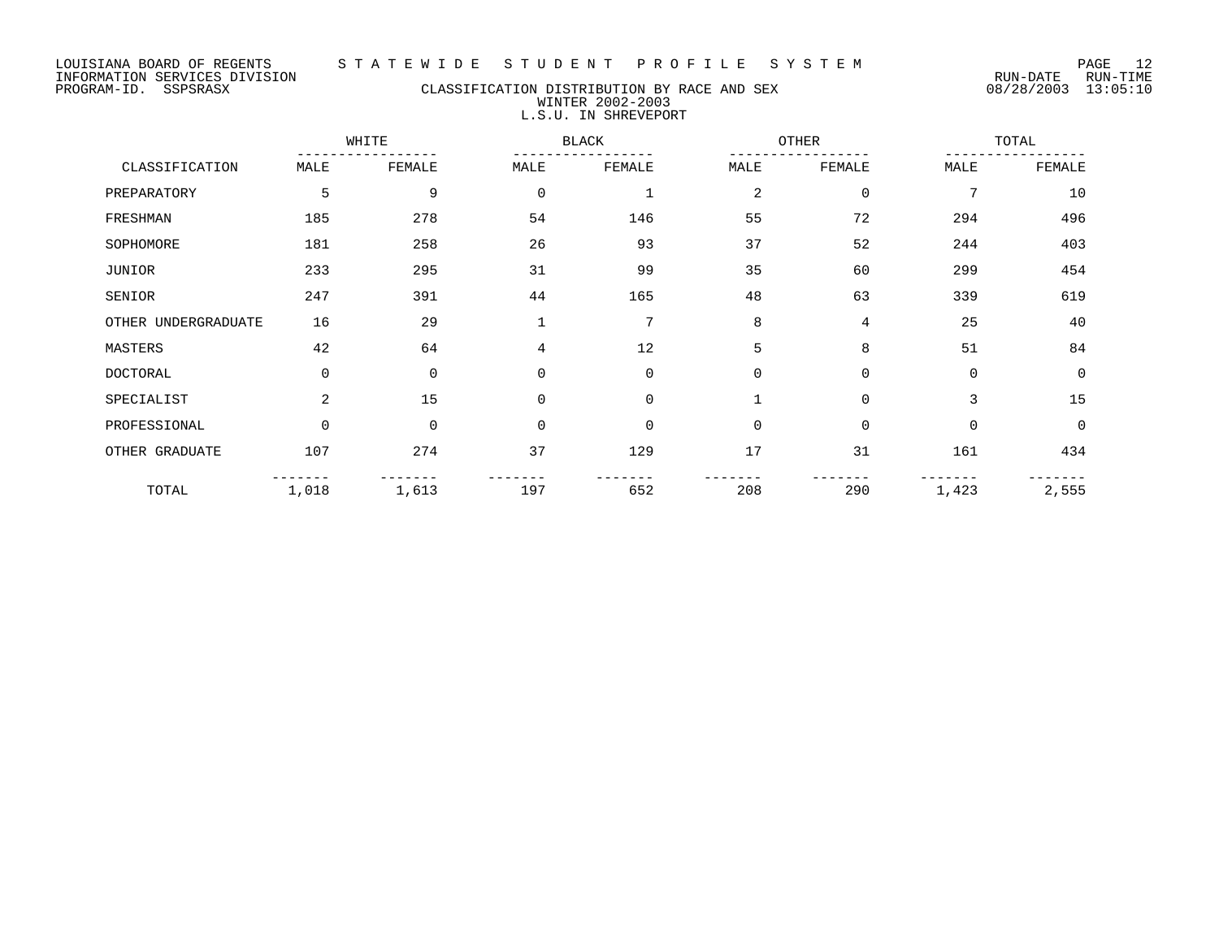LOUISIANA BOARD OF REGENTS — STATEWIDE STUDENT PROFILE SYSTEM
INFORMATION SERVICES DIVISION
PROGRAM-ID. SSPSRASX

RUN-DATE 08/28/2003 RUN-TIME 13:05:10

# CLASSIFICATION DISTRIBUTION BY RACE AND SEX
## WINTER 2002-2003
## L.S.U. IN SHREVEPORT

| CLASSIFICATION | WHITE | | BLACK | | OTHER | | TOTAL | |
|---|---|---|---|---|---|---|---|---|
| | MALE | FEMALE | MALE | FEMALE | MALE | FEMALE | MALE | FEMALE |
| PREPARATORY | 5 | 9 | 0 | 1 | 2 | 0 | 7 | 10 |
| FRESHMAN | 185 | 278 | 54 | 146 | 55 | 72 | 294 | 496 |
| SOPHOMORE | 181 | 258 | 26 | 93 | 37 | 52 | 244 | 403 |
| JUNIOR | 233 | 295 | 31 | 99 | 35 | 60 | 299 | 454 |
| SENIOR | 247 | 391 | 44 | 165 | 48 | 63 | 339 | 619 |
| OTHER UNDERGRADUATE | 16 | 29 | 1 | 7 | 8 | 4 | 25 | 40 |
| MASTERS | 42 | 64 | 4 | 12 | 5 | 8 | 51 | 84 |
| DOCTORAL | 0 | 0 | 0 | 0 | 0 | 0 | 0 | 0 |
| SPECIALIST | 2 | 15 | 0 | 0 | 1 | 0 | 3 | 15 |
| PROFESSIONAL | 0 | 0 | 0 | 0 | 0 | 0 | 0 | 0 |
| OTHER GRADUATE | 107 | 274 | 37 | 129 | 17 | 31 | 161 | 434 |
| TOTAL | 1,018 | 1,613 | 197 | 652 | 208 | 290 | 1,423 | 2,555 |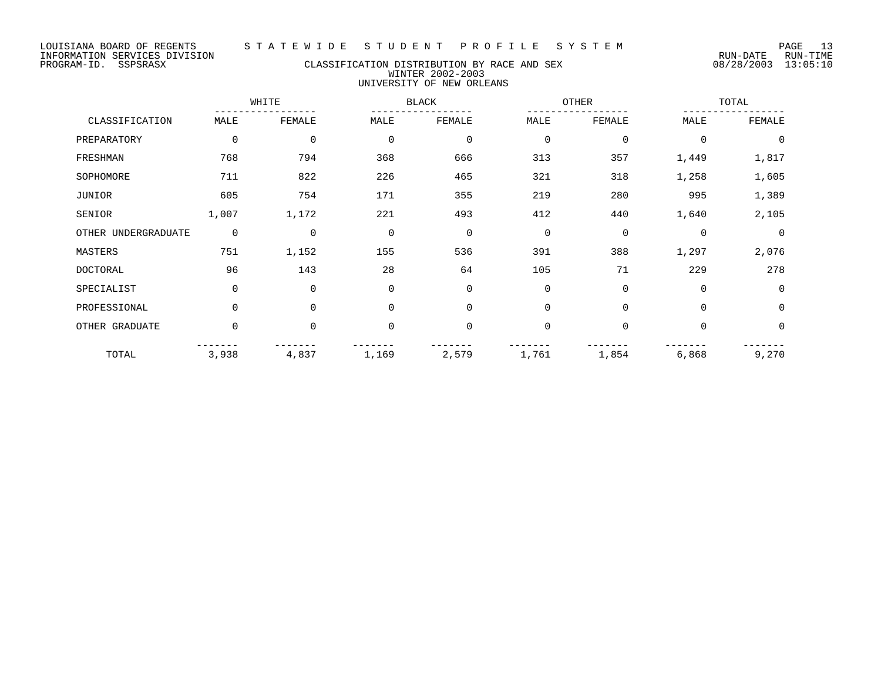LOUISIANA BOARD OF REGENTS — STATEWIDE STUDENT PROFILE SYSTEM
INFORMATION SERVICES DIVISION
PROGRAM-ID. SSPSRASX

RUN-DATE 08/28/2003 RUN-TIME 13:05:10

## CLASSIFICATION DISTRIBUTION BY RACE AND SEX
### WINTER 2002-2003
### UNIVERSITY OF NEW ORLEANS

| CLASSIFICATION | WHITE | | BLACK | | OTHER | | TOTAL | |
|---|---|---|---|---|---|---|---|---|
| | MALE | FEMALE | MALE | FEMALE | MALE | FEMALE | MALE | FEMALE |
| PREPARATORY | 0 | 0 | 0 | 0 | 0 | 0 | 0 | 0 |
| FRESHMAN | 768 | 794 | 368 | 666 | 313 | 357 | 1,449 | 1,817 |
| SOPHOMORE | 711 | 822 | 226 | 465 | 321 | 318 | 1,258 | 1,605 |
| JUNIOR | 605 | 754 | 171 | 355 | 219 | 280 | 995 | 1,389 |
| SENIOR | 1,007 | 1,172 | 221 | 493 | 412 | 440 | 1,640 | 2,105 |
| OTHER UNDERGRADUATE | 0 | 0 | 0 | 0 | 0 | 0 | 0 | 0 |
| MASTERS | 751 | 1,152 | 155 | 536 | 391 | 388 | 1,297 | 2,076 |
| DOCTORAL | 96 | 143 | 28 | 64 | 105 | 71 | 229 | 278 |
| SPECIALIST | 0 | 0 | 0 | 0 | 0 | 0 | 0 | 0 |
| PROFESSIONAL | 0 | 0 | 0 | 0 | 0 | 0 | 0 | 0 |
| OTHER GRADUATE | 0 | 0 | 0 | 0 | 0 | 0 | 0 | 0 |
| TOTAL | 3,938 | 4,837 | 1,169 | 2,579 | 1,761 | 1,854 | 6,868 | 9,270 |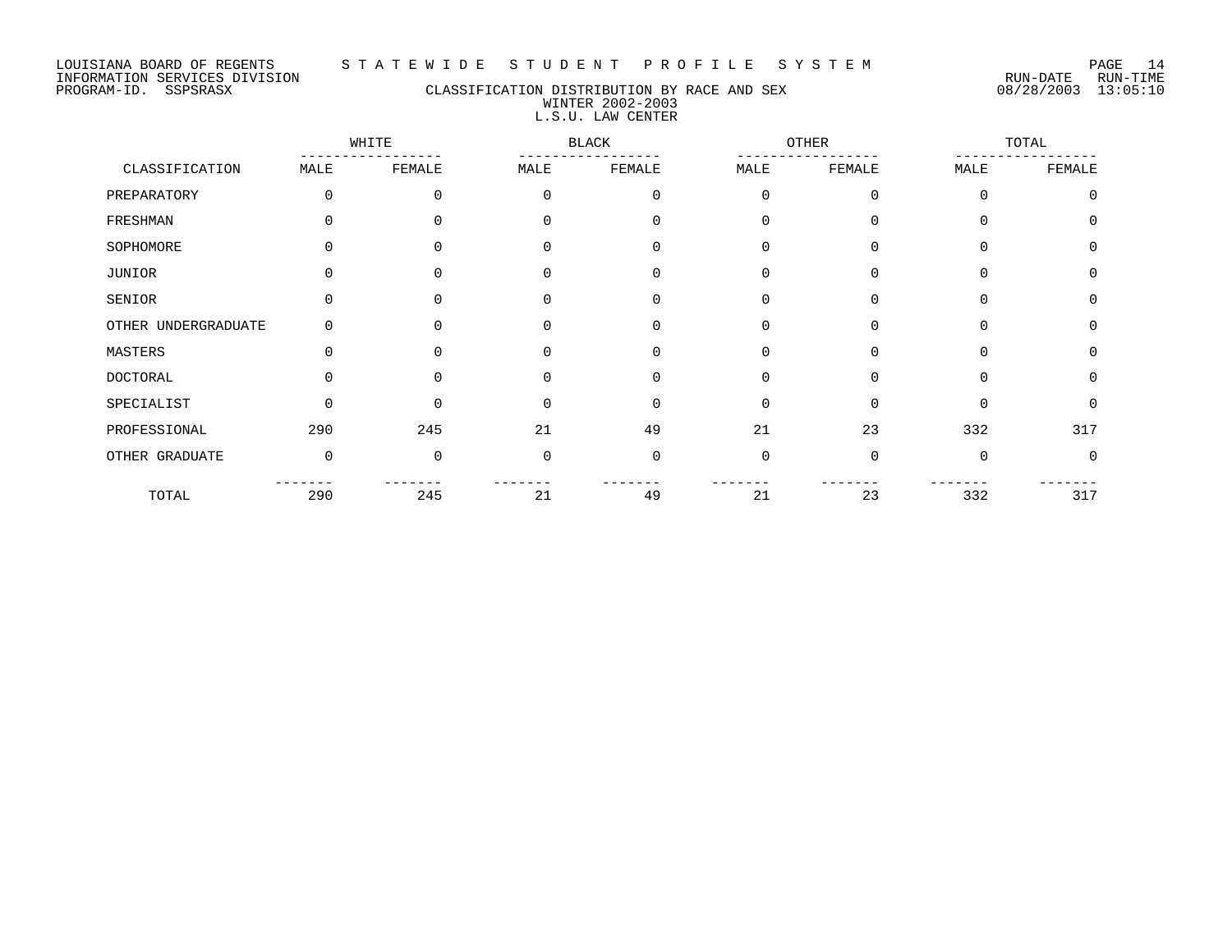LOUISIANA BOARD OF REGENTS — STATEWIDE STUDENT PROFILE SYSTEM
INFORMATION SERVICES DIVISION
PROGRAM-ID. SSPSRASX

RUN-DATE 08/28/2003 RUN-TIME 13:05:10

# CLASSIFICATION DISTRIBUTION BY RACE AND SEX
## WINTER 2002-2003
## L.S.U. LAW CENTER

| CLASSIFICATION | WHITE | | BLACK | | OTHER | | TOTAL | |
|---|---|---|---|---|---|---|---|---|
| | MALE | FEMALE | MALE | FEMALE | MALE | FEMALE | MALE | FEMALE |
| PREPARATORY | 0 | 0 | 0 | 0 | 0 | 0 | 0 | 0 |
| FRESHMAN | 0 | 0 | 0 | 0 | 0 | 0 | 0 | 0 |
| SOPHOMORE | 0 | 0 | 0 | 0 | 0 | 0 | 0 | 0 |
| JUNIOR | 0 | 0 | 0 | 0 | 0 | 0 | 0 | 0 |
| SENIOR | 0 | 0 | 0 | 0 | 0 | 0 | 0 | 0 |
| OTHER UNDERGRADUATE | 0 | 0 | 0 | 0 | 0 | 0 | 0 | 0 |
| MASTERS | 0 | 0 | 0 | 0 | 0 | 0 | 0 | 0 |
| DOCTORAL | 0 | 0 | 0 | 0 | 0 | 0 | 0 | 0 |
| SPECIALIST | 0 | 0 | 0 | 0 | 0 | 0 | 0 | 0 |
| PROFESSIONAL | 290 | 245 | 21 | 49 | 21 | 23 | 332 | 317 |
| OTHER GRADUATE | 0 | 0 | 0 | 0 | 0 | 0 | 0 | 0 |
| TOTAL | 290 | 245 | 21 | 49 | 21 | 23 | 332 | 317 |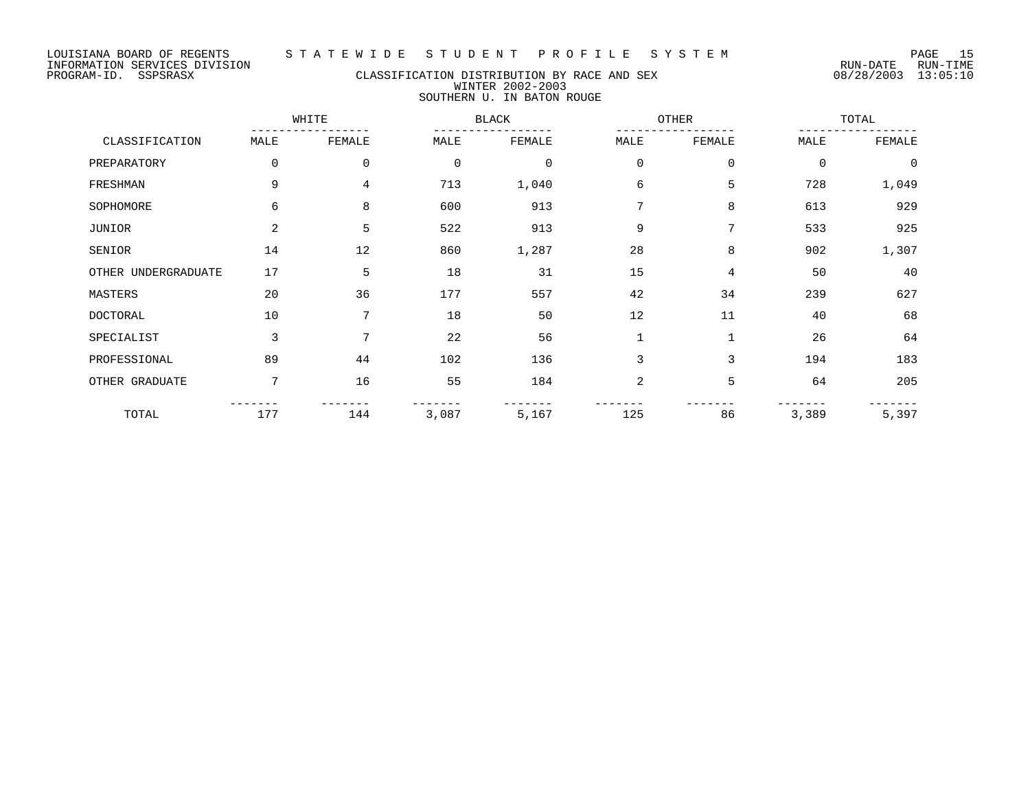LOUISIANA BOARD OF REGENTS — STATEWIDE STUDENT PROFILE SYSTEM
INFORMATION SERVICES DIVISION
PROGRAM-ID. SSPSRASX

RUN-DATE 08/28/2003 RUN-TIME 13:05:10

## CLASSIFICATION DISTRIBUTION BY RACE AND SEX
### WINTER 2002-2003
### SOUTHERN U. IN BATON ROUGE

| CLASSIFICATION | WHITE | | BLACK | | OTHER | | TOTAL | |
|---|---|---|---|---|---|---|---|---|
| | MALE | FEMALE | MALE | FEMALE | MALE | FEMALE | MALE | FEMALE |
| PREPARATORY | 0 | 0 | 0 | 0 | 0 | 0 | 0 | 0 |
| FRESHMAN | 9 | 4 | 713 | 1,040 | 6 | 5 | 728 | 1,049 |
| SOPHOMORE | 6 | 8 | 600 | 913 | 7 | 8 | 613 | 929 |
| JUNIOR | 2 | 5 | 522 | 913 | 9 | 7 | 533 | 925 |
| SENIOR | 14 | 12 | 860 | 1,287 | 28 | 8 | 902 | 1,307 |
| OTHER UNDERGRADUATE | 17 | 5 | 18 | 31 | 15 | 4 | 50 | 40 |
| MASTERS | 20 | 36 | 177 | 557 | 42 | 34 | 239 | 627 |
| DOCTORAL | 10 | 7 | 18 | 50 | 12 | 11 | 40 | 68 |
| SPECIALIST | 3 | 7 | 22 | 56 | 1 | 1 | 26 | 64 |
| PROFESSIONAL | 89 | 44 | 102 | 136 | 3 | 3 | 194 | 183 |
| OTHER GRADUATE | 7 | 16 | 55 | 184 | 2 | 5 | 64 | 205 |
| TOTAL | 177 | 144 | 3,087 | 5,167 | 125 | 86 | 3,389 | 5,397 |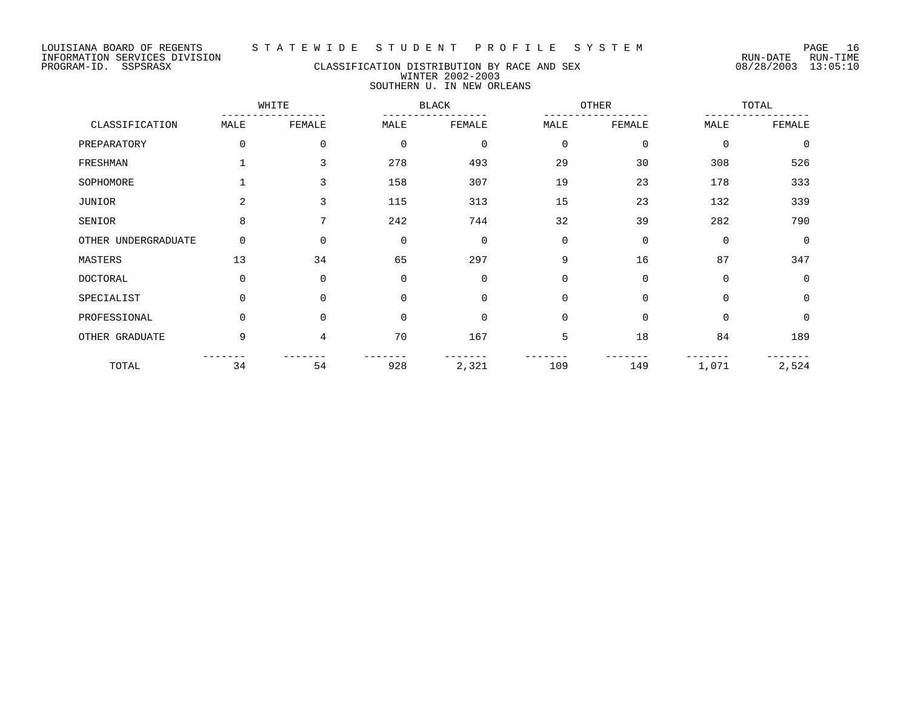LOUISIANA BOARD OF REGENTS — STATEWIDE STUDENT PROFILE SYSTEM
INFORMATION SERVICES DIVISION — RUN-DATE 08/28/2003 RUN-TIME 13:05:10
PROGRAM-ID. SSPSRASX

## CLASSIFICATION DISTRIBUTION BY RACE AND SEX
### WINTER 2002-2003
### SOUTHERN U. IN NEW ORLEANS

| CLASSIFICATION | WHITE | | BLACK | | OTHER | | TOTAL | |
|---|---|---|---|---|---|---|---|---|
| | MALE | FEMALE | MALE | FEMALE | MALE | FEMALE | MALE | FEMALE |
| PREPARATORY | 0 | 0 | 0 | 0 | 0 | 0 | 0 | 0 |
| FRESHMAN | 1 | 3 | 278 | 493 | 29 | 30 | 308 | 526 |
| SOPHOMORE | 1 | 3 | 158 | 307 | 19 | 23 | 178 | 333 |
| JUNIOR | 2 | 3 | 115 | 313 | 15 | 23 | 132 | 339 |
| SENIOR | 8 | 7 | 242 | 744 | 32 | 39 | 282 | 790 |
| OTHER UNDERGRADUATE | 0 | 0 | 0 | 0 | 0 | 0 | 0 | 0 |
| MASTERS | 13 | 34 | 65 | 297 | 9 | 16 | 87 | 347 |
| DOCTORAL | 0 | 0 | 0 | 0 | 0 | 0 | 0 | 0 |
| SPECIALIST | 0 | 0 | 0 | 0 | 0 | 0 | 0 | 0 |
| PROFESSIONAL | 0 | 0 | 0 | 0 | 0 | 0 | 0 | 0 |
| OTHER GRADUATE | 9 | 4 | 70 | 167 | 5 | 18 | 84 | 189 |
| TOTAL | 34 | 54 | 928 | 2,321 | 109 | 149 | 1,071 | 2,524 |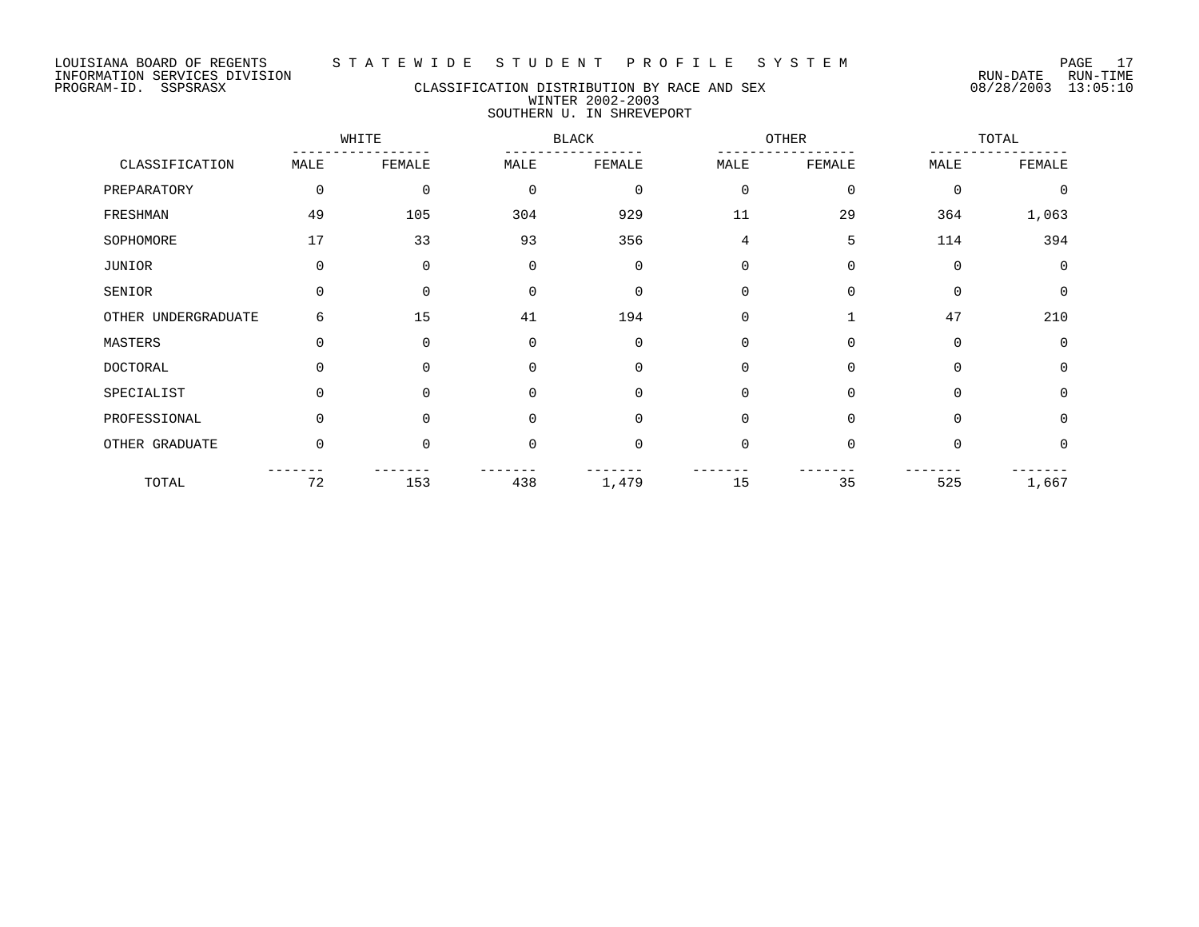LOUISIANA BOARD OF REGENTS — STATEWIDE STUDENT PROFILE SYSTEM
INFORMATION SERVICES DIVISION — RUN-DATE 08/28/2003 RUN-TIME 13:05:10
PROGRAM-ID. SSPSRASX

# CLASSIFICATION DISTRIBUTION BY RACE AND SEX
## WINTER 2002-2003
## SOUTHERN U. IN SHREVEPORT

| CLASSIFICATION | WHITE | | BLACK | | OTHER | | TOTAL | |
|---|---|---|---|---|---|---|---|---|
| | MALE | FEMALE | MALE | FEMALE | MALE | FEMALE | MALE | FEMALE |
| PREPARATORY | 0 | 0 | 0 | 0 | 0 | 0 | 0 | 0 |
| FRESHMAN | 49 | 105 | 304 | 929 | 11 | 29 | 364 | 1,063 |
| SOPHOMORE | 17 | 33 | 93 | 356 | 4 | 5 | 114 | 394 |
| JUNIOR | 0 | 0 | 0 | 0 | 0 | 0 | 0 | 0 |
| SENIOR | 0 | 0 | 0 | 0 | 0 | 0 | 0 | 0 |
| OTHER UNDERGRADUATE | 6 | 15 | 41 | 194 | 0 | 1 | 47 | 210 |
| MASTERS | 0 | 0 | 0 | 0 | 0 | 0 | 0 | 0 |
| DOCTORAL | 0 | 0 | 0 | 0 | 0 | 0 | 0 | 0 |
| SPECIALIST | 0 | 0 | 0 | 0 | 0 | 0 | 0 | 0 |
| PROFESSIONAL | 0 | 0 | 0 | 0 | 0 | 0 | 0 | 0 |
| OTHER GRADUATE | 0 | 0 | 0 | 0 | 0 | 0 | 0 | 0 |
| TOTAL | 72 | 153 | 438 | 1,479 | 15 | 35 | 525 | 1,667 |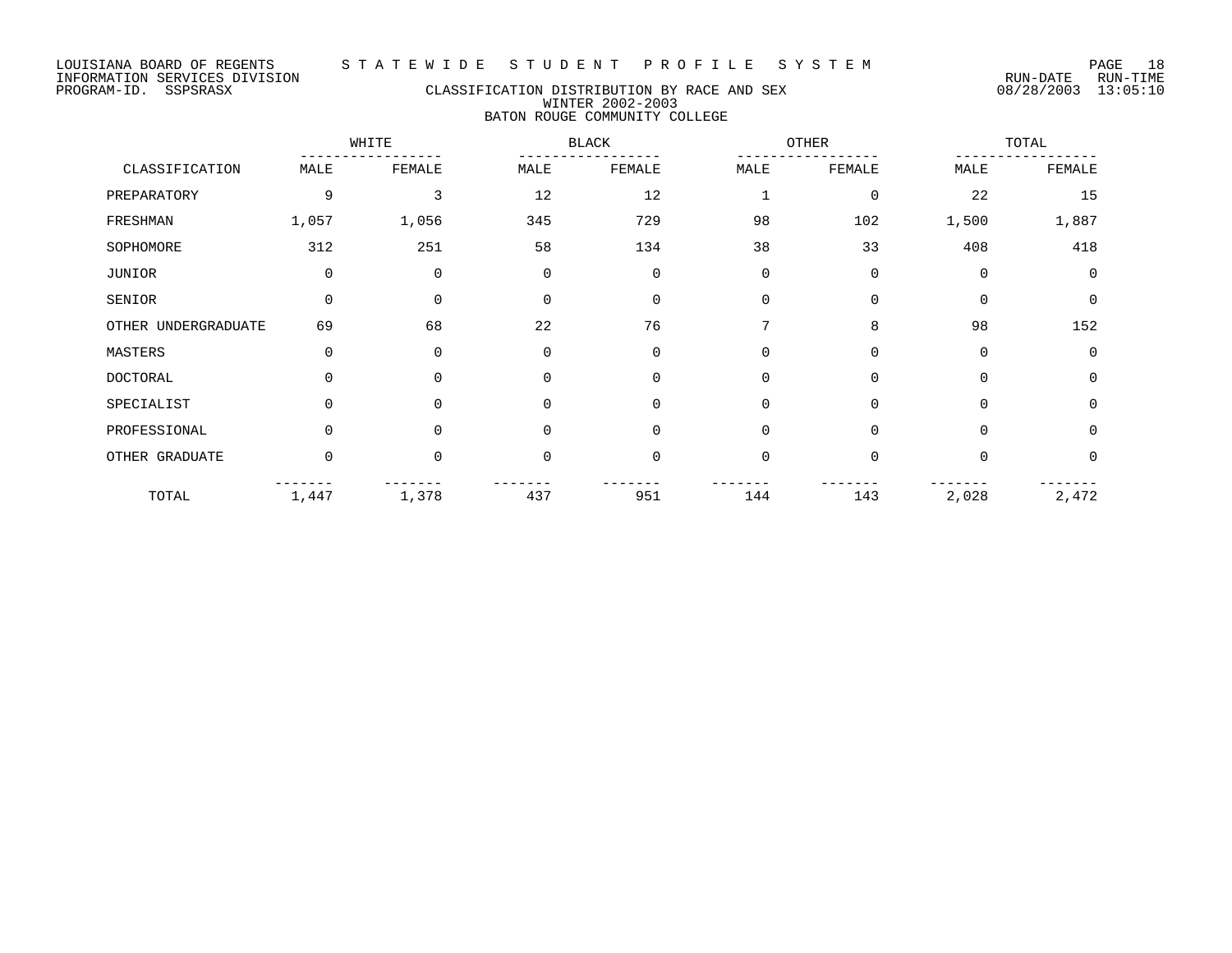LOUISIANA BOARD OF REGENTS — STATEWIDE STUDENT PROFILE SYSTEM
INFORMATION SERVICES DIVISION
PROGRAM-ID. SSPSRASX

RUN-DATE 08/28/2003 RUN-TIME 13:05:10

## CLASSIFICATION DISTRIBUTION BY RACE AND SEX
### WINTER 2002-2003
### BATON ROUGE COMMUNITY COLLEGE

| CLASSIFICATION | WHITE | | BLACK | | OTHER | | TOTAL | |
|---|---|---|---|---|---|---|---|---|
| | MALE | FEMALE | MALE | FEMALE | MALE | FEMALE | MALE | FEMALE |
| PREPARATORY | 9 | 3 | 12 | 12 | 1 | 0 | 22 | 15 |
| FRESHMAN | 1,057 | 1,056 | 345 | 729 | 98 | 102 | 1,500 | 1,887 |
| SOPHOMORE | 312 | 251 | 58 | 134 | 38 | 33 | 408 | 418 |
| JUNIOR | 0 | 0 | 0 | 0 | 0 | 0 | 0 | 0 |
| SENIOR | 0 | 0 | 0 | 0 | 0 | 0 | 0 | 0 |
| OTHER UNDERGRADUATE | 69 | 68 | 22 | 76 | 7 | 8 | 98 | 152 |
| MASTERS | 0 | 0 | 0 | 0 | 0 | 0 | 0 | 0 |
| DOCTORAL | 0 | 0 | 0 | 0 | 0 | 0 | 0 | 0 |
| SPECIALIST | 0 | 0 | 0 | 0 | 0 | 0 | 0 | 0 |
| PROFESSIONAL | 0 | 0 | 0 | 0 | 0 | 0 | 0 | 0 |
| OTHER GRADUATE | 0 | 0 | 0 | 0 | 0 | 0 | 0 | 0 |
| TOTAL | 1,447 | 1,378 | 437 | 951 | 144 | 143 | 2,028 | 2,472 |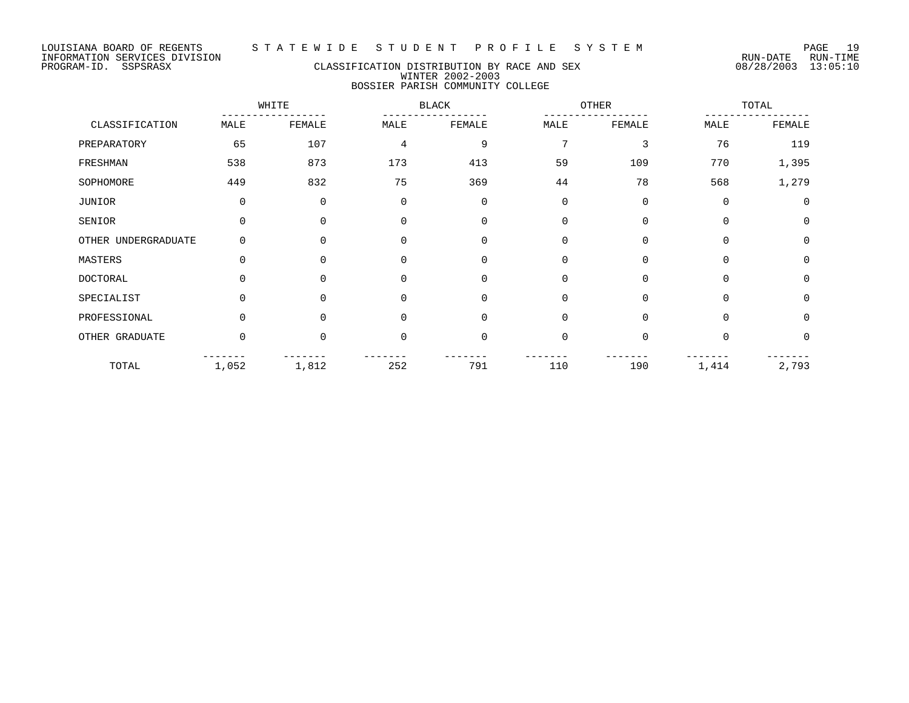LOUISIANA BOARD OF REGENTS — STATEWIDE STUDENT PROFILE SYSTEM
INFORMATION SERVICES DIVISION — RUN-DATE 08/28/2003 RUN-TIME 13:05:10
PROGRAM-ID. SSPSRASX

## CLASSIFICATION DISTRIBUTION BY RACE AND SEX
### WINTER 2002-2003
### BOSSIER PARISH COMMUNITY COLLEGE

| CLASSIFICATION | WHITE | | BLACK | | OTHER | | TOTAL | |
|---|---|---|---|---|---|---|---|---|
| | MALE | FEMALE | MALE | FEMALE | MALE | FEMALE | MALE | FEMALE |
| PREPARATORY | 65 | 107 | 4 | 9 | 7 | 3 | 76 | 119 |
| FRESHMAN | 538 | 873 | 173 | 413 | 59 | 109 | 770 | 1,395 |
| SOPHOMORE | 449 | 832 | 75 | 369 | 44 | 78 | 568 | 1,279 |
| JUNIOR | 0 | 0 | 0 | 0 | 0 | 0 | 0 | 0 |
| SENIOR | 0 | 0 | 0 | 0 | 0 | 0 | 0 | 0 |
| OTHER UNDERGRADUATE | 0 | 0 | 0 | 0 | 0 | 0 | 0 | 0 |
| MASTERS | 0 | 0 | 0 | 0 | 0 | 0 | 0 | 0 |
| DOCTORAL | 0 | 0 | 0 | 0 | 0 | 0 | 0 | 0 |
| SPECIALIST | 0 | 0 | 0 | 0 | 0 | 0 | 0 | 0 |
| PROFESSIONAL | 0 | 0 | 0 | 0 | 0 | 0 | 0 | 0 |
| OTHER GRADUATE | 0 | 0 | 0 | 0 | 0 | 0 | 0 | 0 |
| TOTAL | 1,052 | 1,812 | 252 | 791 | 110 | 190 | 1,414 | 2,793 |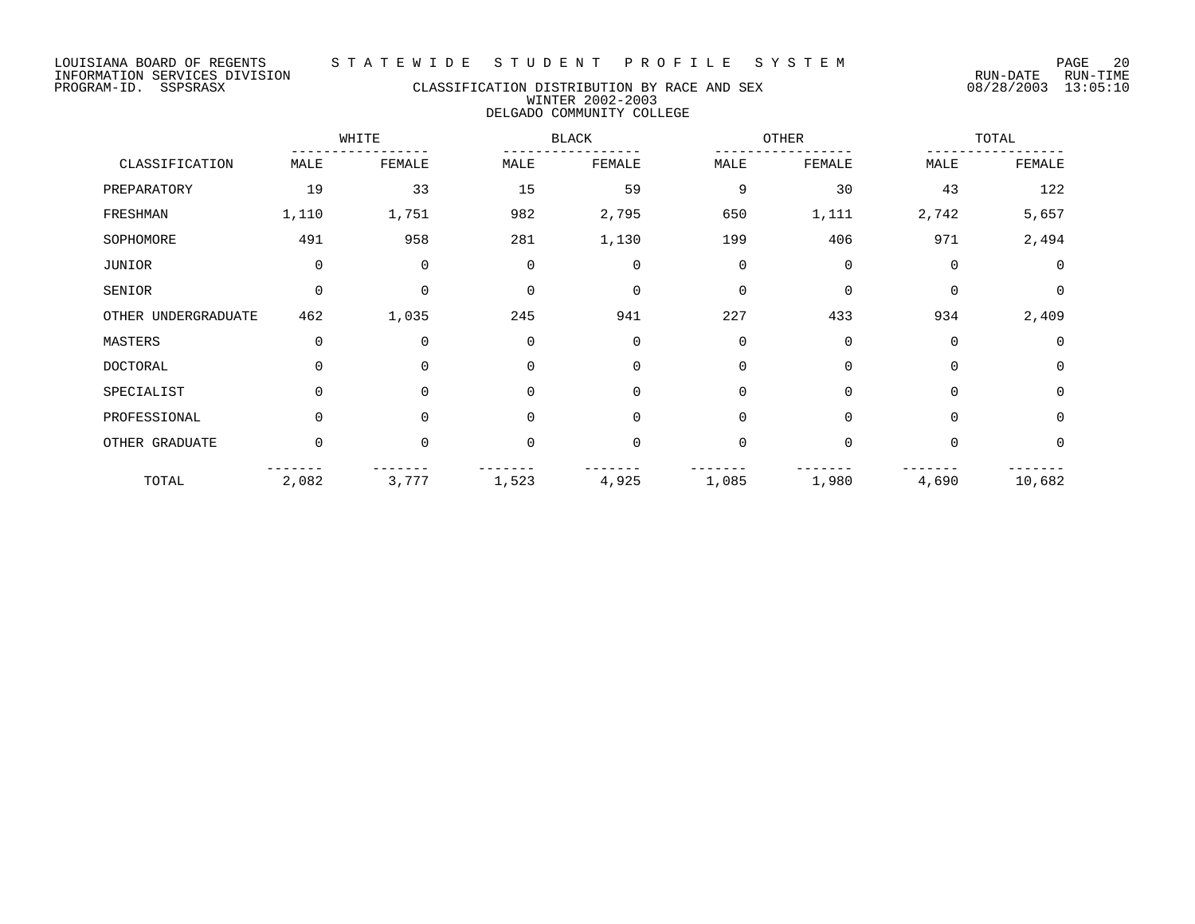LOUISIANA BOARD OF REGENTS
INFORMATION SERVICES DIVISION
PROGRAM-ID. SSPSRASX

STATEWIDE STUDENT PROFILE SYSTEM

RUN-DATE 08/28/2003 RUN-TIME 13:05:10

# CLASSIFICATION DISTRIBUTION BY RACE AND SEX
## WINTER 2002-2003
## DELGADO COMMUNITY COLLEGE

| CLASSIFICATION | WHITE | | BLACK | | OTHER | | TOTAL | |
|---|---|---|---|---|---|---|---|---|
| | MALE | FEMALE | MALE | FEMALE | MALE | FEMALE | MALE | FEMALE |
| PREPARATORY | 19 | 33 | 15 | 59 | 9 | 30 | 43 | 122 |
| FRESHMAN | 1,110 | 1,751 | 982 | 2,795 | 650 | 1,111 | 2,742 | 5,657 |
| SOPHOMORE | 491 | 958 | 281 | 1,130 | 199 | 406 | 971 | 2,494 |
| JUNIOR | 0 | 0 | 0 | 0 | 0 | 0 | 0 | 0 |
| SENIOR | 0 | 0 | 0 | 0 | 0 | 0 | 0 | 0 |
| OTHER UNDERGRADUATE | 462 | 1,035 | 245 | 941 | 227 | 433 | 934 | 2,409 |
| MASTERS | 0 | 0 | 0 | 0 | 0 | 0 | 0 | 0 |
| DOCTORAL | 0 | 0 | 0 | 0 | 0 | 0 | 0 | 0 |
| SPECIALIST | 0 | 0 | 0 | 0 | 0 | 0 | 0 | 0 |
| PROFESSIONAL | 0 | 0 | 0 | 0 | 0 | 0 | 0 | 0 |
| OTHER GRADUATE | 0 | 0 | 0 | 0 | 0 | 0 | 0 | 0 |
| TOTAL | 2,082 | 3,777 | 1,523 | 4,925 | 1,085 | 1,980 | 4,690 | 10,682 |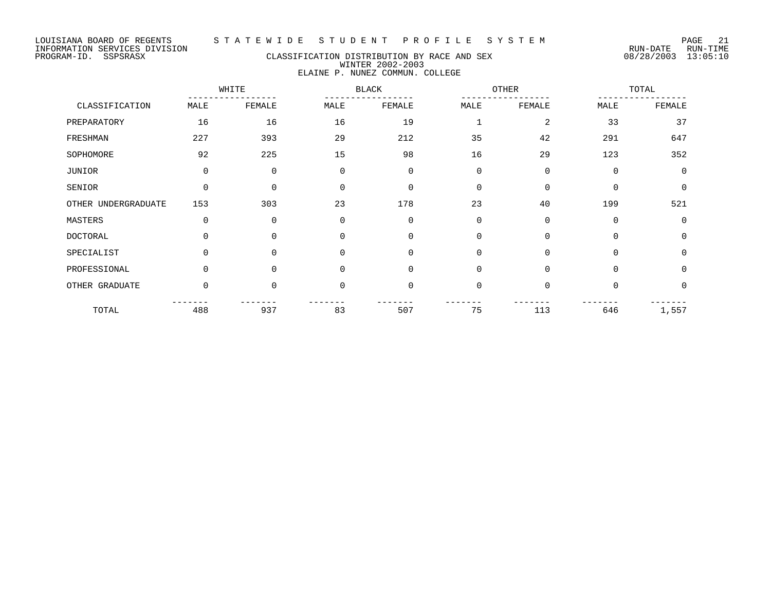LOUISIANA BOARD OF REGENTS — STATEWIDE STUDENT PROFILE SYSTEM
INFORMATION SERVICES DIVISION — RUN-DATE 08/28/2003 RUN-TIME 13:05:10
PROGRAM-ID. SSPSRASX

# CLASSIFICATION DISTRIBUTION BY RACE AND SEX
## WINTER 2002-2003
## ELAINE P. NUNEZ COMMUN. COLLEGE

| CLASSIFICATION | WHITE | | BLACK | | OTHER | | TOTAL | |
|---|---|---|---|---|---|---|---|---|
| | MALE | FEMALE | MALE | FEMALE | MALE | FEMALE | MALE | FEMALE |
| PREPARATORY | 16 | 16 | 16 | 19 | 1 | 2 | 33 | 37 |
| FRESHMAN | 227 | 393 | 29 | 212 | 35 | 42 | 291 | 647 |
| SOPHOMORE | 92 | 225 | 15 | 98 | 16 | 29 | 123 | 352 |
| JUNIOR | 0 | 0 | 0 | 0 | 0 | 0 | 0 | 0 |
| SENIOR | 0 | 0 | 0 | 0 | 0 | 0 | 0 | 0 |
| OTHER UNDERGRADUATE | 153 | 303 | 23 | 178 | 23 | 40 | 199 | 521 |
| MASTERS | 0 | 0 | 0 | 0 | 0 | 0 | 0 | 0 |
| DOCTORAL | 0 | 0 | 0 | 0 | 0 | 0 | 0 | 0 |
| SPECIALIST | 0 | 0 | 0 | 0 | 0 | 0 | 0 | 0 |
| PROFESSIONAL | 0 | 0 | 0 | 0 | 0 | 0 | 0 | 0 |
| OTHER GRADUATE | 0 | 0 | 0 | 0 | 0 | 0 | 0 | 0 |
| TOTAL | 488 | 937 | 83 | 507 | 75 | 113 | 646 | 1,557 |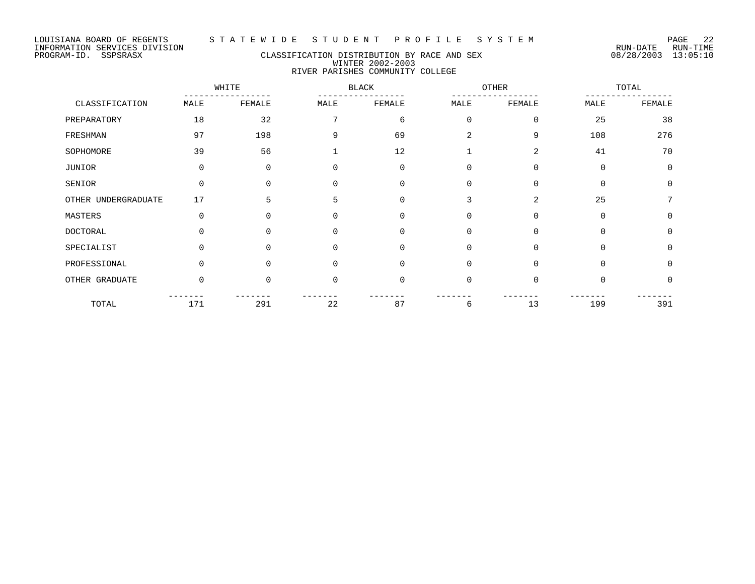LOUISIANA BOARD OF REGENTS
INFORMATION SERVICES DIVISION
PROGRAM-ID. SSPSRASX

# STATEWIDE STUDENT PROFILE SYSTEM

RUN-DATE 08/28/2003 RUN-TIME 13:05:10

## CLASSIFICATION DISTRIBUTION BY RACE AND SEX
### WINTER 2002-2003
### RIVER PARISHES COMMUNITY COLLEGE

| CLASSIFICATION | WHITE | | BLACK | | OTHER | | TOTAL | |
|---|---|---|---|---|---|---|---|---|
| | MALE | FEMALE | MALE | FEMALE | MALE | FEMALE | MALE | FEMALE |
| PREPARATORY | 18 | 32 | 7 | 6 | 0 | 0 | 25 | 38 |
| FRESHMAN | 97 | 198 | 9 | 69 | 2 | 9 | 108 | 276 |
| SOPHOMORE | 39 | 56 | 1 | 12 | 1 | 2 | 41 | 70 |
| JUNIOR | 0 | 0 | 0 | 0 | 0 | 0 | 0 | 0 |
| SENIOR | 0 | 0 | 0 | 0 | 0 | 0 | 0 | 0 |
| OTHER UNDERGRADUATE | 17 | 5 | 5 | 0 | 3 | 2 | 25 | 7 |
| MASTERS | 0 | 0 | 0 | 0 | 0 | 0 | 0 | 0 |
| DOCTORAL | 0 | 0 | 0 | 0 | 0 | 0 | 0 | 0 |
| SPECIALIST | 0 | 0 | 0 | 0 | 0 | 0 | 0 | 0 |
| PROFESSIONAL | 0 | 0 | 0 | 0 | 0 | 0 | 0 | 0 |
| OTHER GRADUATE | 0 | 0 | 0 | 0 | 0 | 0 | 0 | 0 |
| TOTAL | 171 | 291 | 22 | 87 | 6 | 13 | 199 | 391 |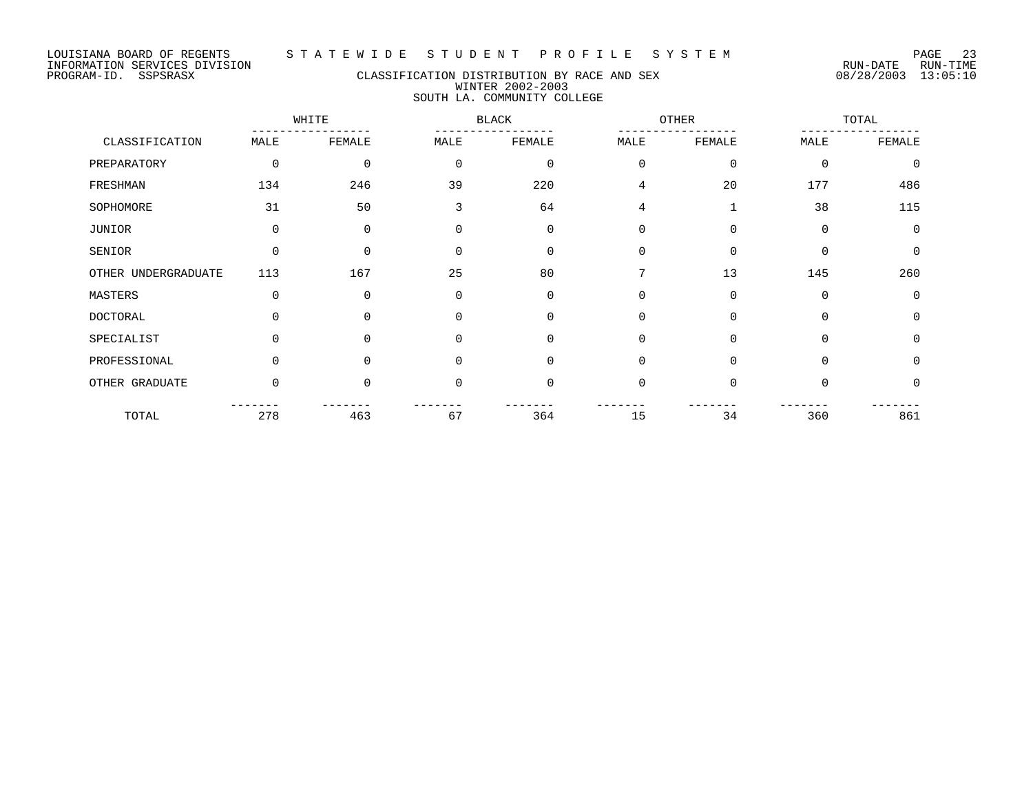LOUISIANA BOARD OF REGENTS
INFORMATION SERVICES DIVISION
PROGRAM-ID. SSPSRASX

STATEWIDE STUDENT PROFILE SYSTEM

RUN-DATE 08/28/2003 RUN-TIME 13:05:10

## CLASSIFICATION DISTRIBUTION BY RACE AND SEX
### WINTER 2002-2003
### SOUTH LA. COMMUNITY COLLEGE

| CLASSIFICATION | WHITE | | BLACK | | OTHER | | TOTAL | |
|---|---|---|---|---|---|---|---|---|
| | MALE | FEMALE | MALE | FEMALE | MALE | FEMALE | MALE | FEMALE |
| PREPARATORY | 0 | 0 | 0 | 0 | 0 | 0 | 0 | 0 |
| FRESHMAN | 134 | 246 | 39 | 220 | 4 | 20 | 177 | 486 |
| SOPHOMORE | 31 | 50 | 3 | 64 | 4 | 1 | 38 | 115 |
| JUNIOR | 0 | 0 | 0 | 0 | 0 | 0 | 0 | 0 |
| SENIOR | 0 | 0 | 0 | 0 | 0 | 0 | 0 | 0 |
| OTHER UNDERGRADUATE | 113 | 167 | 25 | 80 | 7 | 13 | 145 | 260 |
| MASTERS | 0 | 0 | 0 | 0 | 0 | 0 | 0 | 0 |
| DOCTORAL | 0 | 0 | 0 | 0 | 0 | 0 | 0 | 0 |
| SPECIALIST | 0 | 0 | 0 | 0 | 0 | 0 | 0 | 0 |
| PROFESSIONAL | 0 | 0 | 0 | 0 | 0 | 0 | 0 | 0 |
| OTHER GRADUATE | 0 | 0 | 0 | 0 | 0 | 0 | 0 | 0 |
| TOTAL | 278 | 463 | 67 | 364 | 15 | 34 | 360 | 861 |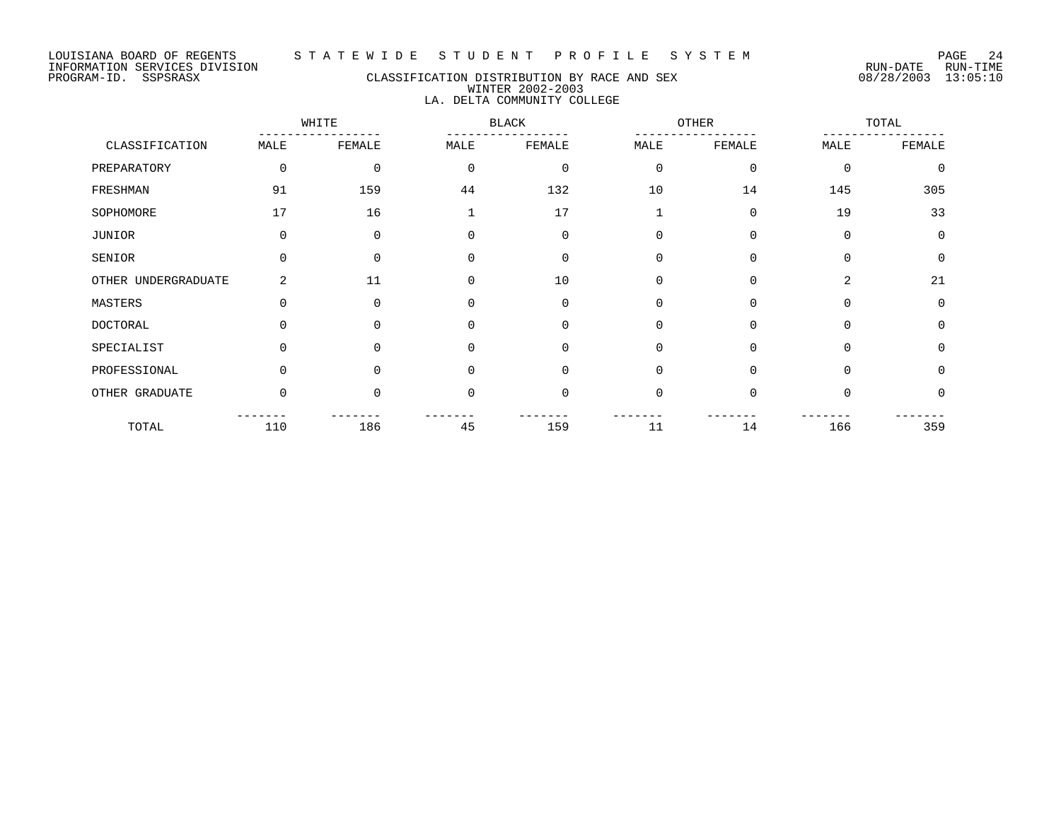LOUISIANA BOARD OF REGENTS — STATEWIDE STUDENT PROFILE SYSTEM
INFORMATION SERVICES DIVISION
PROGRAM-ID. SSPSRASX

RUN-DATE 08/28/2003 RUN-TIME 13:05:10

# CLASSIFICATION DISTRIBUTION BY RACE AND SEX
## WINTER 2002-2003
## LA. DELTA COMMUNITY COLLEGE

| CLASSIFICATION | WHITE | | BLACK | | OTHER | | TOTAL | |
|---|---|---|---|---|---|---|---|---|
| | MALE | FEMALE | MALE | FEMALE | MALE | FEMALE | MALE | FEMALE |
| PREPARATORY | 0 | 0 | 0 | 0 | 0 | 0 | 0 | 0 |
| FRESHMAN | 91 | 159 | 44 | 132 | 10 | 14 | 145 | 305 |
| SOPHOMORE | 17 | 16 | 1 | 17 | 1 | 0 | 19 | 33 |
| JUNIOR | 0 | 0 | 0 | 0 | 0 | 0 | 0 | 0 |
| SENIOR | 0 | 0 | 0 | 0 | 0 | 0 | 0 | 0 |
| OTHER UNDERGRADUATE | 2 | 11 | 0 | 10 | 0 | 0 | 2 | 21 |
| MASTERS | 0 | 0 | 0 | 0 | 0 | 0 | 0 | 0 |
| DOCTORAL | 0 | 0 | 0 | 0 | 0 | 0 | 0 | 0 |
| SPECIALIST | 0 | 0 | 0 | 0 | 0 | 0 | 0 | 0 |
| PROFESSIONAL | 0 | 0 | 0 | 0 | 0 | 0 | 0 | 0 |
| OTHER GRADUATE | 0 | 0 | 0 | 0 | 0 | 0 | 0 | 0 |
| TOTAL | 110 | 186 | 45 | 159 | 11 | 14 | 166 | 359 |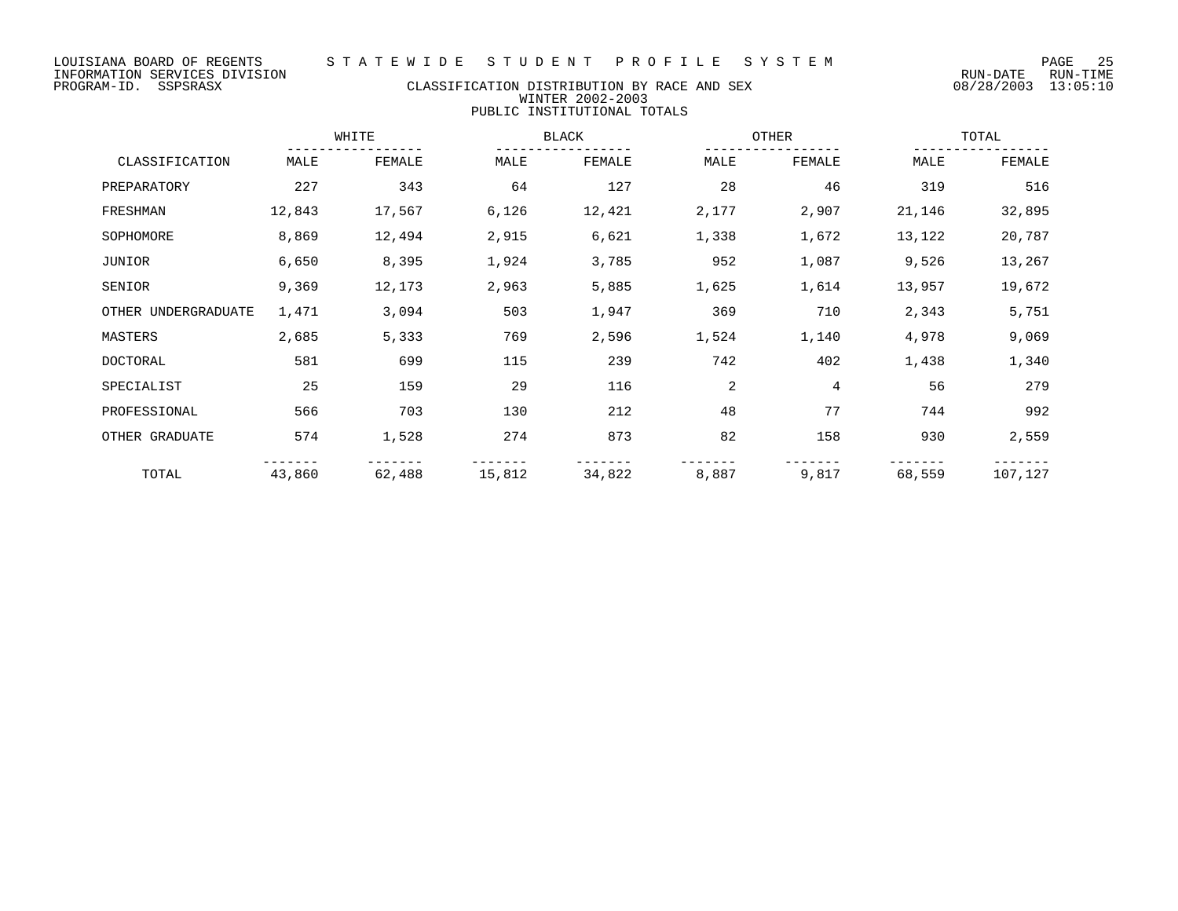LOUISIANA BOARD OF REGENTS — STATEWIDE STUDENT PROFILE SYSTEM

INFORMATION SERVICES DIVISION — RUN-DATE 08/28/2003 RUN-TIME 13:05:10

PROGRAM-ID. SSPSRASX

## CLASSIFICATION DISTRIBUTION BY RACE AND SEX
### WINTER 2002-2003
### PUBLIC INSTITUTIONAL TOTALS

| CLASSIFICATION | WHITE | | BLACK | | OTHER | | TOTAL | |
|---|---|---|---|---|---|---|---|---|
| | MALE | FEMALE | MALE | FEMALE | MALE | FEMALE | MALE | FEMALE |
| PREPARATORY | 227 | 343 | 64 | 127 | 28 | 46 | 319 | 516 |
| FRESHMAN | 12,843 | 17,567 | 6,126 | 12,421 | 2,177 | 2,907 | 21,146 | 32,895 |
| SOPHOMORE | 8,869 | 12,494 | 2,915 | 6,621 | 1,338 | 1,672 | 13,122 | 20,787 |
| JUNIOR | 6,650 | 8,395 | 1,924 | 3,785 | 952 | 1,087 | 9,526 | 13,267 |
| SENIOR | 9,369 | 12,173 | 2,963 | 5,885 | 1,625 | 1,614 | 13,957 | 19,672 |
| OTHER UNDERGRADUATE | 1,471 | 3,094 | 503 | 1,947 | 369 | 710 | 2,343 | 5,751 |
| MASTERS | 2,685 | 5,333 | 769 | 2,596 | 1,524 | 1,140 | 4,978 | 9,069 |
| DOCTORAL | 581 | 699 | 115 | 239 | 742 | 402 | 1,438 | 1,340 |
| SPECIALIST | 25 | 159 | 29 | 116 | 2 | 4 | 56 | 279 |
| PROFESSIONAL | 566 | 703 | 130 | 212 | 48 | 77 | 744 | 992 |
| OTHER GRADUATE | 574 | 1,528 | 274 | 873 | 82 | 158 | 930 | 2,559 |
| TOTAL | 43,860 | 62,488 | 15,812 | 34,822 | 8,887 | 9,817 | 68,559 | 107,127 |